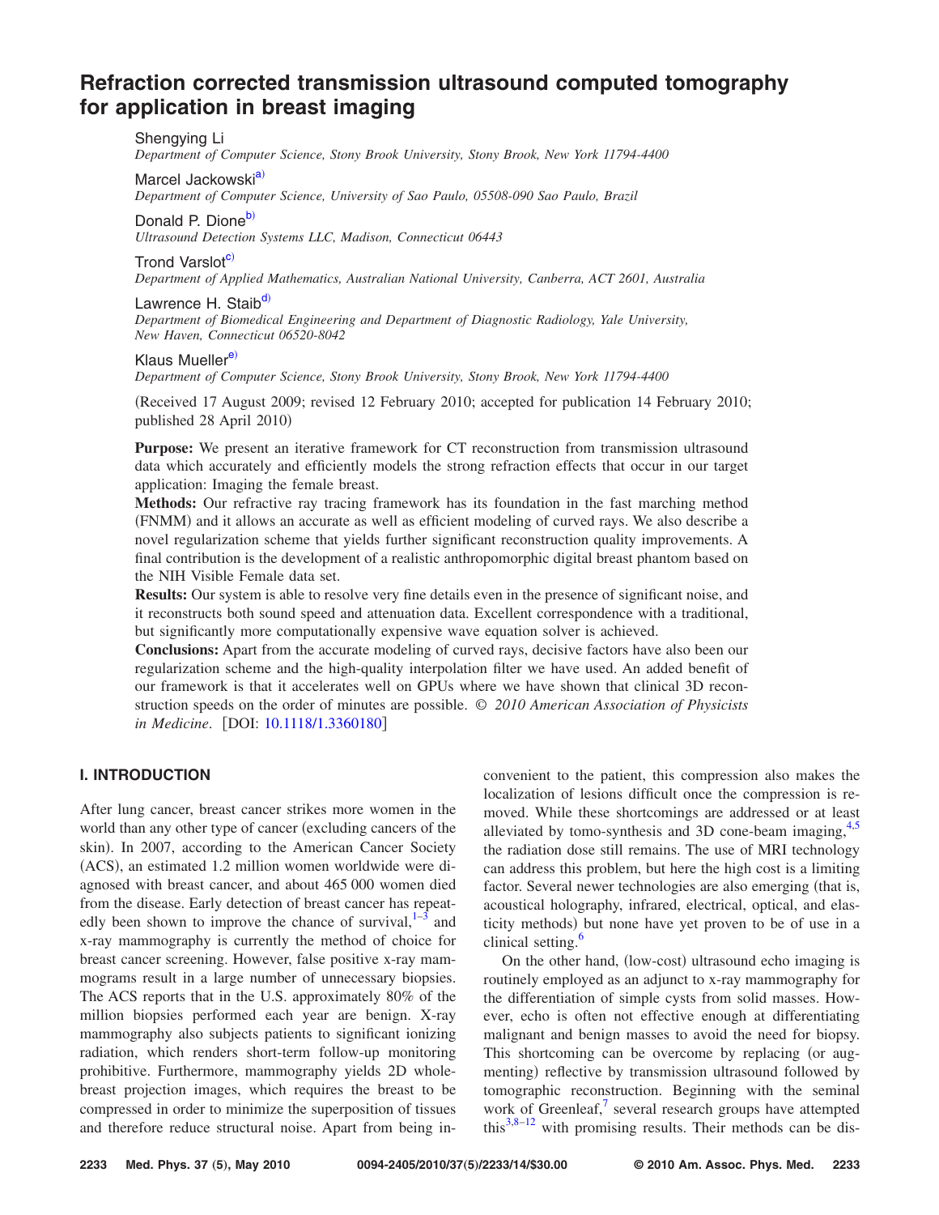# Refraction corrected transmission ultrasound computed tomography for application in breast imaging

Shengying Li
*Department of Computer Science, Stony Brook University, Stony Brook, New York 11794-4400*

Marcel Jackowski[a)]
*Department of Computer Science, University of Sao Paulo, 05508-090 Sao Paulo, Brazil*

Donald P. Dione[b)]
*Ultrasound Detection Systems LLC, Madison, Connecticut 06443*

Trond Varslot[c)]
*Department of Applied Mathematics, Australian National University, Canberra, ACT 2601, Australia*

Lawrence H. Staib[d)]
*Department of Biomedical Engineering and Department of Diagnostic Radiology, Yale University, New Haven, Connecticut 06520-8042*

Klaus Mueller[e)]
*Department of Computer Science, Stony Brook University, Stony Brook, New York 11794-4400*

(Received 17 August 2009; revised 12 February 2010; accepted for publication 14 February 2010; published 28 April 2010)

**Purpose:** We present an iterative framework for CT reconstruction from transmission ultrasound data which accurately and efficiently models the strong refraction effects that occur in our target application: Imaging the female breast.

**Methods:** Our refractive ray tracing framework has its foundation in the fast marching method (FNMM) and it allows an accurate as well as efficient modeling of curved rays. We also describe a novel regularization scheme that yields further significant reconstruction quality improvements. A final contribution is the development of a realistic anthropomorphic digital breast phantom based on the NIH Visible Female data set.

**Results:** Our system is able to resolve very fine details even in the presence of significant noise, and it reconstructs both sound speed and attenuation data. Excellent correspondence with a traditional, but significantly more computationally expensive wave equation solver is achieved.

**Conclusions:** Apart from the accurate modeling of curved rays, decisive factors have also been our regularization scheme and the high-quality interpolation filter we have used. An added benefit of our framework is that it accelerates well on GPUs where we have shown that clinical 3D reconstruction speeds on the order of minutes are possible. © *2010 American Association of Physicists in Medicine*. [DOI: 10.1118/1.3360180]

## I. INTRODUCTION

After lung cancer, breast cancer strikes more women in the world than any other type of cancer (excluding cancers of the skin). In 2007, according to the American Cancer Society (ACS), an estimated 1.2 million women worldwide were diagnosed with breast cancer, and about 465 000 women died from the disease. Early detection of breast cancer has repeatedly been shown to improve the chance of survival,[1–3] and x-ray mammography is currently the method of choice for breast cancer screening. However, false positive x-ray mammograms result in a large number of unnecessary biopsies. The ACS reports that in the U.S. approximately 80% of the million biopsies performed each year are benign. X-ray mammography also subjects patients to significant ionizing radiation, which renders short-term follow-up monitoring prohibitive. Furthermore, mammography yields 2D whole-breast projection images, which requires the breast to be compressed in order to minimize the superposition of tissues and therefore reduce structural noise. Apart from being inconvenient to the patient, this compression also makes the localization of lesions difficult once the compression is removed. While these shortcomings are addressed or at least alleviated by tomo-synthesis and 3D cone-beam imaging,[4,5] the radiation dose still remains. The use of MRI technology can address this problem, but here the high cost is a limiting factor. Several newer technologies are also emerging (that is, acoustical holography, infrared, electrical, optical, and elasticity methods) but none have yet proven to be of use in a clinical setting.[6]

On the other hand, (low-cost) ultrasound echo imaging is routinely employed as an adjunct to x-ray mammography for the differentiation of simple cysts from solid masses. However, echo is often not effective enough at differentiating malignant and benign masses to avoid the need for biopsy. This shortcoming can be overcome by replacing (or augmenting) reflective by transmission ultrasound followed by tomographic reconstruction. Beginning with the seminal work of Greenleaf,[7] several research groups have attempted this[3,8–12] with promising results. Their methods can be dis-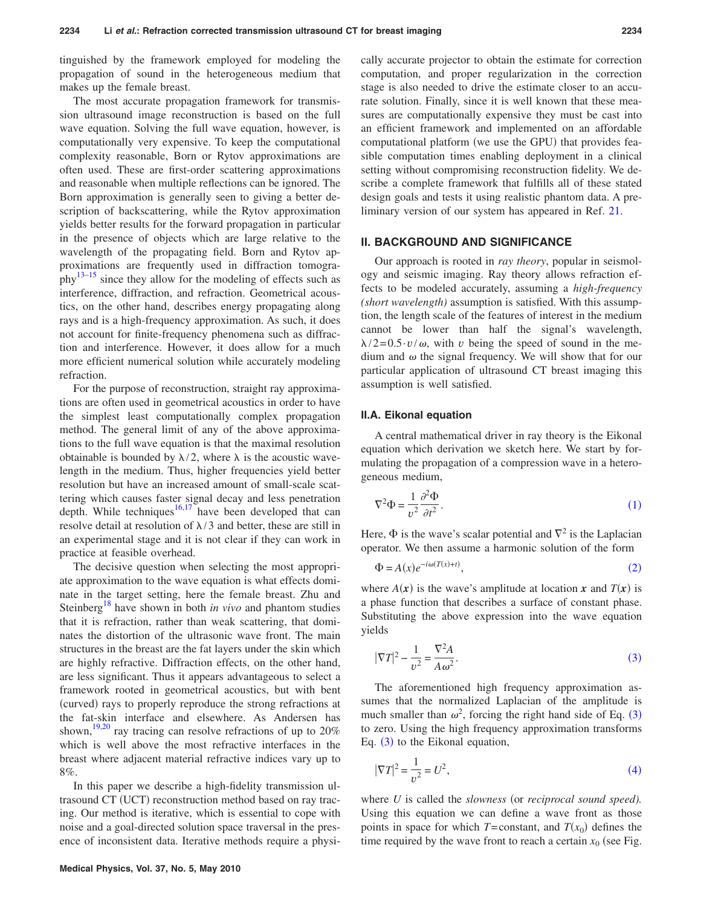tinguished by the framework employed for modeling the propagation of sound in the heterogeneous medium that makes up the female breast.

The most accurate propagation framework for transmission ultrasound image reconstruction is based on the full wave equation. Solving the full wave equation, however, is computationally very expensive. To keep the computational complexity reasonable, Born or Rytov approximations are often used. These are first-order scattering approximations and reasonable when multiple reflections can be ignored. The Born approximation is generally seen to giving a better description of backscattering, while the Rytov approximation yields better results for the forward propagation in particular in the presence of objects which are large relative to the wavelength of the propagating field. Born and Rytov approximations are frequently used in diffraction tomography[13–15] since they allow for the modeling of effects such as interference, diffraction, and refraction. Geometrical acoustics, on the other hand, describes energy propagating along rays and is a high-frequency approximation. As such, it does not account for finite-frequency phenomena such as diffraction and interference. However, it does allow for a much more efficient numerical solution while accurately modeling refraction.

For the purpose of reconstruction, straight ray approximations are often used in geometrical acoustics in order to have the simplest least computationally complex propagation method. The general limit of any of the above approximations to the full wave equation is that the maximal resolution obtainable is bounded by $\lambda/2$, where $\lambda$ is the acoustic wavelength in the medium. Thus, higher frequencies yield better resolution but have an increased amount of small-scale scattering which causes faster signal decay and less penetration depth. While techniques[16,17] have been developed that can resolve detail at resolution of $\lambda/3$ and better, these are still in an experimental stage and it is not clear if they can work in practice at feasible overhead.

The decisive question when selecting the most appropriate approximation to the wave equation is what effects dominate in the target setting, here the female breast. Zhu and Steinberg[18] have shown in both *in vivo* and phantom studies that it is refraction, rather than weak scattering, that dominates the distortion of the ultrasonic wave front. The main structures in the breast are the fat layers under the skin which are highly refractive. Diffraction effects, on the other hand, are less significant. Thus it appears advantageous to select a framework rooted in geometrical acoustics, but with bent (curved) rays to properly reproduce the strong refractions at the fat-skin interface and elsewhere. As Andersen has shown,[19,20] ray tracing can resolve refractions of up to 20% which is well above the most refractive interfaces in the breast where adjacent material refractive indices vary up to 8%.

In this paper we describe a high-fidelity transmission ultrasound CT (UCT) reconstruction method based on ray tracing. Our method is iterative, which is essential to cope with noise and a goal-directed solution space traversal in the presence of inconsistent data. Iterative methods require a physically accurate projector to obtain the estimate for correction computation, and proper regularization in the correction stage is also needed to drive the estimate closer to an accurate solution. Finally, since it is well known that these measures are computationally expensive they must be cast into an efficient framework and implemented on an affordable computational platform (we use the GPU) that provides feasible computation times enabling deployment in a clinical setting without compromising reconstruction fidelity. We describe a complete framework that fulfills all of these stated design goals and tests it using realistic phantom data. A preliminary version of our system has appeared in Ref. 21.

## II. BACKGROUND AND SIGNIFICANCE

Our approach is rooted in *ray theory*, popular in seismology and seismic imaging. Ray theory allows refraction effects to be modeled accurately, assuming a *high-frequency (short wavelength)* assumption is satisfied. With this assumption, the length scale of the features of interest in the medium cannot be lower than half the signal's wavelength, $\lambda/2=0.5\cdot v/\omega$, with $v$ being the speed of sound in the medium and $\omega$ the signal frequency. We will show that for our particular application of ultrasound CT breast imaging this assumption is well satisfied.

### II.A. Eikonal equation

A central mathematical driver in ray theory is the Eikonal equation which derivation we sketch here. We start by formulating the propagation of a compression wave in a heterogeneous medium,

$$\nabla^2\Phi = \frac{1}{v^2}\frac{\partial^2\Phi}{\partial t^2}. \tag{1}$$

Here, $\Phi$ is the wave's scalar potential and $\nabla^2$ is the Laplacian operator. We then assume a harmonic solution of the form

$$\Phi = A(x)e^{-i\omega(T(x)+t)}, \tag{2}$$

where $A(\boldsymbol{x})$ is the wave's amplitude at location $\boldsymbol{x}$ and $T(\boldsymbol{x})$ is a phase function that describes a surface of constant phase. Substituting the above expression into the wave equation yields

$$|\nabla T|^2 - \frac{1}{v^2} = \frac{\nabla^2 A}{A\omega^2}. \tag{3}$$

The aforementioned high frequency approximation assumes that the normalized Laplacian of the amplitude is much smaller than $\omega^2$, forcing the right hand side of Eq. (3) to zero. Using the high frequency approximation transforms Eq. (3) to the Eikonal equation,

$$|\nabla T|^2 = \frac{1}{v^2} = U^2, \tag{4}$$

where $U$ is called the *slowness* (or *reciprocal sound speed).* Using this equation we can define a wave front as those points in space for which $T$=constant, and $T(x_0)$ defines the time required by the wave front to reach a certain $x_0$ (see Fig.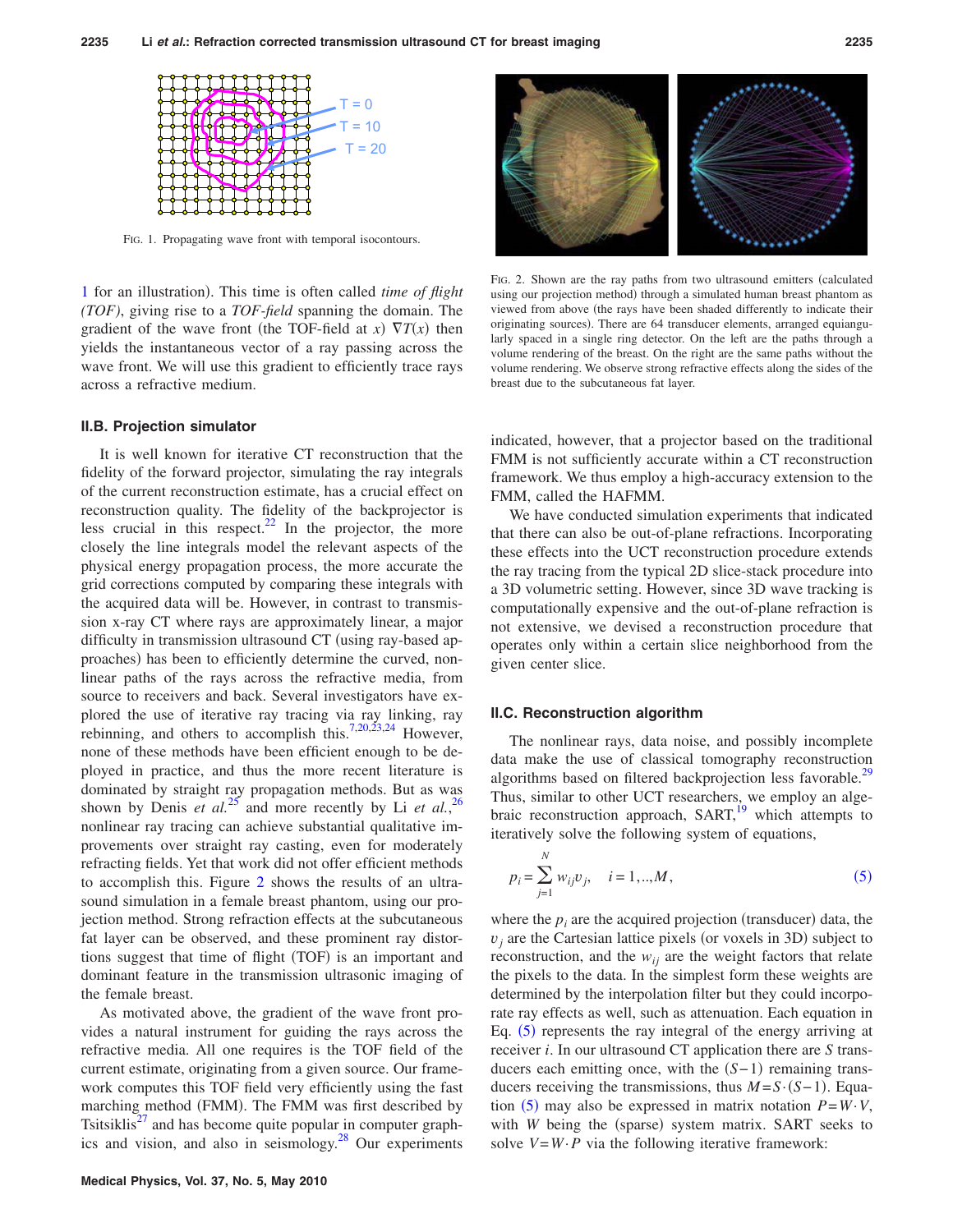FIG. 1. Propagating wave front with temporal isocontours.

FIG. 2. Shown are the ray paths from two ultrasound emitters (calculated using our projection method) through a simulated human breast phantom as viewed from above (the rays have been shaded differently to indicate their originating sources). There are 64 transducer elements, arranged equiangularly spaced in a single ring detector. On the left are the paths through a volume rendering of the breast. On the right are the same paths without the volume rendering. We observe strong refractive effects along the sides of the breast due to the subcutaneous fat layer.

1 for an illustration). This time is often called *time of flight (TOF)*, giving rise to a *TOF-field* spanning the domain. The gradient of the wave front (the TOF-field at $x$) $\nabla T(x)$ then yields the instantaneous vector of a ray passing across the wave front. We will use this gradient to efficiently trace rays across a refractive medium.

### II.B. Projection simulator

It is well known for iterative CT reconstruction that the fidelity of the forward projector, simulating the ray integrals of the current reconstruction estimate, has a crucial effect on reconstruction quality. The fidelity of the backprojector is less crucial in this respect.[22] In the projector, the more closely the line integrals model the relevant aspects of the physical energy propagation process, the more accurate the grid corrections computed by comparing these integrals with the acquired data will be. However, in contrast to transmission x-ray CT where rays are approximately linear, a major difficulty in transmission ultrasound CT (using ray-based approaches) has been to efficiently determine the curved, nonlinear paths of the rays across the refractive media, from source to receivers and back. Several investigators have explored the use of iterative ray tracing via ray linking, ray rebinning, and others to accomplish this.[7,20,23,24] However, none of these methods have been efficient enough to be deployed in practice, and thus the more recent literature is dominated by straight ray propagation methods. But as was shown by Denis *et al.*[25] and more recently by Li *et al.*,[26] nonlinear ray tracing can achieve substantial qualitative improvements over straight ray casting, even for moderately refracting fields. Yet that work did not offer efficient methods to accomplish this. Figure 2 shows the results of an ultrasound simulation in a female breast phantom, using our projection method. Strong refraction effects at the subcutaneous fat layer can be observed, and these prominent ray distortions suggest that time of flight (TOF) is an important and dominant feature in the transmission ultrasonic imaging of the female breast.

As motivated above, the gradient of the wave front provides a natural instrument for guiding the rays across the refractive media. All one requires is the TOF field of the current estimate, originating from a given source. Our framework computes this TOF field very efficiently using the fast marching method (FMM). The FMM was first described by Tsitsiklis[27] and has become quite popular in computer graphics and vision, and also in seismology.[28] Our experiments indicated, however, that a projector based on the traditional FMM is not sufficiently accurate within a CT reconstruction framework. We thus employ a high-accuracy extension to the FMM, called the HAFMM.

We have conducted simulation experiments that indicated that there can also be out-of-plane refractions. Incorporating these effects into the UCT reconstruction procedure extends the ray tracing from the typical 2D slice-stack procedure into a 3D volumetric setting. However, since 3D wave tracking is computationally expensive and the out-of-plane refraction is not extensive, we devised a reconstruction procedure that operates only within a certain slice neighborhood from the given center slice.

### II.C. Reconstruction algorithm

The nonlinear rays, data noise, and possibly incomplete data make the use of classical tomography reconstruction algorithms based on filtered backprojection less favorable.[29] Thus, similar to other UCT researchers, we employ an algebraic reconstruction approach, SART,[19] which attempts to iteratively solve the following system of equations,

$$p_i = \sum_{j=1}^{N} w_{ij} v_j, \quad i = 1,..,M, \tag{5}$$

where the $p_i$ are the acquired projection (transducer) data, the $v_j$ are the Cartesian lattice pixels (or voxels in 3D) subject to reconstruction, and the $w_{ij}$ are the weight factors that relate the pixels to the data. In the simplest form these weights are determined by the interpolation filter but they could incorporate ray effects as well, such as attenuation. Each equation in Eq. (5) represents the ray integral of the energy arriving at receiver $i$. In our ultrasound CT application there are $S$ transducers each emitting once, with the $(S-1)$ remaining transducers receiving the transmissions, thus $M = S \cdot (S-1)$. Equation (5) may also be expressed in matrix notation $P = W \cdot V$, with $W$ being the (sparse) system matrix. SART seeks to solve $V = W \cdot P$ via the following iterative framework: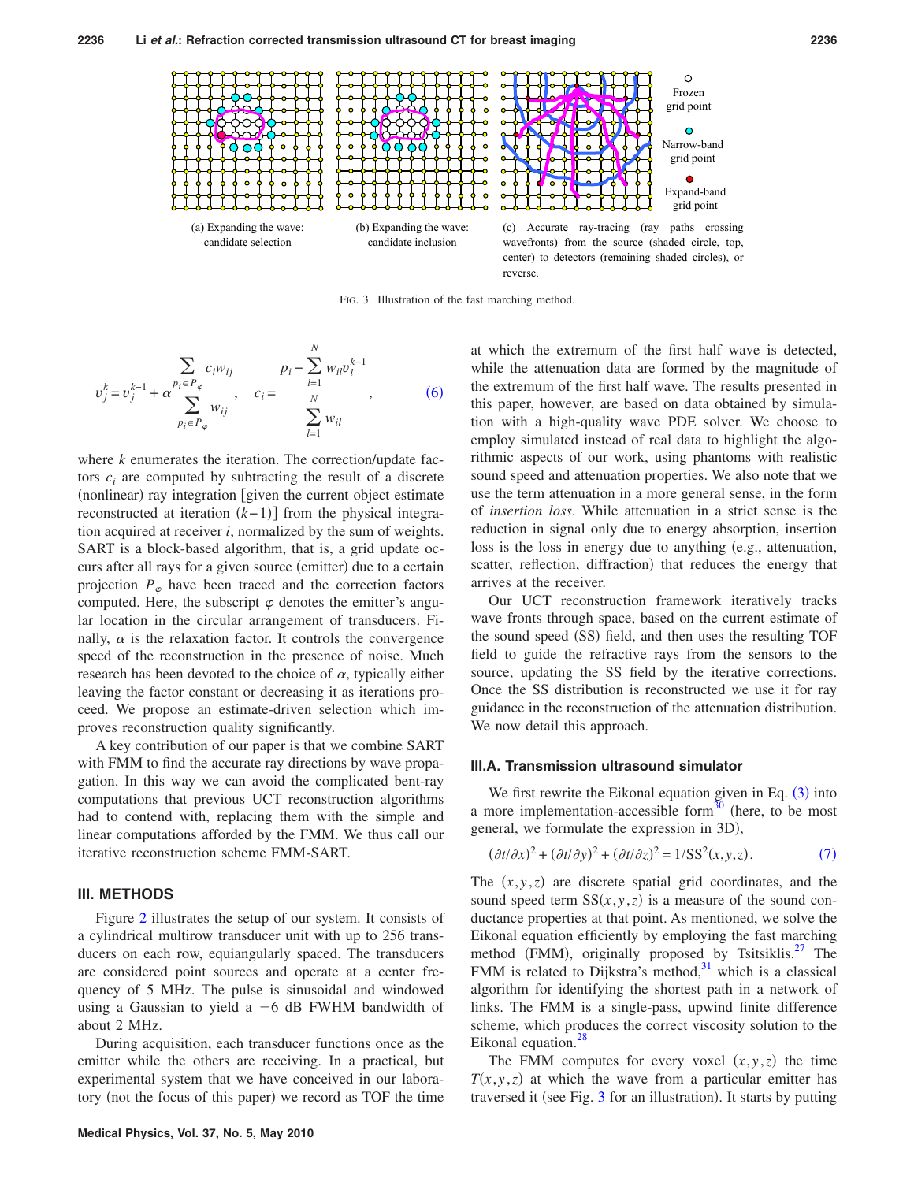(a) Expanding the wave: candidate selection

(b) Expanding the wave: candidate inclusion

(c) Accurate ray-tracing (ray paths crossing wavefronts) from the source (shaded circle, top, center) to detectors (remaining shaded circles), or reverse.

Frozen grid point

Narrow-band grid point

Expand-band grid point

FIG. 3. Illustration of the fast marching method.

$$v_j^k = v_j^{k-1} + \alpha \frac{\sum_{p_i \in P_\varphi} c_i w_{ij}}{\sum_{p_i \in P_\varphi} w_{ij}}, \quad c_i = \frac{p_i - \sum_{l=1}^{N} w_{il} v_l^{k-1}}{\sum_{l=1}^{N} w_{il}}, \tag{6}$$

where $k$ enumerates the iteration. The correction/update factors $c_i$ are computed by subtracting the result of a discrete (nonlinear) ray integration [given the current object estimate reconstructed at iteration $(k-1)$] from the physical ray integration acquired at receiver $i$, normalized by the sum of weights. SART is a block-based algorithm, that is, a grid update occurs after all rays for a given source (emitter) due to a certain projection $P_\varphi$ have been traced and the correction factors computed. Here, the subscript $\varphi$ denotes the emitter's angular location in the circular arrangement of transducers. Finally, $\alpha$ is the relaxation factor. It controls the convergence speed of the reconstruction in the presence of noise. Much research has been devoted to the choice of $\alpha$, typically either leaving the factor constant or decreasing it as iterations proceed. We propose an estimate-driven selection which improves reconstruction quality significantly.

A key contribution of our paper is that we combine SART with FMM to find the accurate ray directions by wave propagation. In this way we can avoid the complicated bent-ray computations that previous UCT reconstruction algorithms had to contend with, replacing them with the simple and linear computations afforded by the FMM. We thus call our iterative reconstruction scheme FMM-SART.

## III. METHODS

Figure 2 illustrates the setup of our system. It consists of a cylindrical multirow transducer unit with up to 256 transducers on each row, equiangularly spaced. The transducers are considered point sources and operate at a center frequency of 5 MHz. The pulse is sinusoidal and windowed using a Gaussian to yield a −6 dB FWHM bandwidth of about 2 MHz.

During acquisition, each transducer functions once as the emitter while the others are receiving. In a practical, but experimental system that we have conceived in our laboratory (not the focus of this paper) we record as TOF the time at which the extremum of the first half wave is detected, while the attenuation data are formed by the magnitude of the extremum of the first half wave. The results presented in this paper, however, are based on data obtained by simulation with a high-quality wave PDE solver. We choose to employ simulated instead of real data to highlight the algorithmic aspects of our work, using phantoms with realistic sound speed and attenuation properties. We also note that we use the term attenuation in a more general sense, in the form of *insertion loss*. While attenuation in a strict sense is the reduction in signal only due to energy absorption, insertion loss is the loss in energy due to anything (e.g., attenuation, scatter, reflection, diffraction) that reduces the energy that arrives at the receiver.

Our UCT reconstruction framework iteratively tracks wave fronts through space, based on the current estimate of the sound speed (SS) field, and then uses the resulting TOF field to guide the refractive rays from the sensors to the source, updating the SS field by the iterative corrections. Once the SS distribution is reconstructed we use it for ray guidance in the reconstruction of the attenuation distribution. We now detail this approach.

### III.A. Transmission ultrasound simulator

We first rewrite the Eikonal equation given in Eq. (3) into a more implementation-accessible form[30] (here, to be most general, we formulate the expression in 3D),

$$(\partial t/\partial x)^2 + (\partial t/\partial y)^2 + (\partial t/\partial z)^2 = 1/\mathrm{SS}^2(x,y,z). \tag{7}$$

The $(x,y,z)$ are discrete spatial grid coordinates, and the sound speed term $\mathrm{SS}(x,y,z)$ is a measure of the sound conductance properties at that point. As mentioned, we solve the Eikonal equation efficiently by employing the fast marching method (FMM), originally proposed by Tsitsiklis.[27] The FMM is related to Dijkstra's method,[31] which is a classical algorithm for identifying the shortest path in a network of links. The FMM is a single-pass, upwind finite difference scheme, which produces the correct viscosity solution to the Eikonal equation.[28]

The FMM computes for every voxel $(x,y,z)$ the time $T(x,y,z)$ at which the wave from a particular emitter has traversed it (see Fig. 3 for an illustration). It starts by putting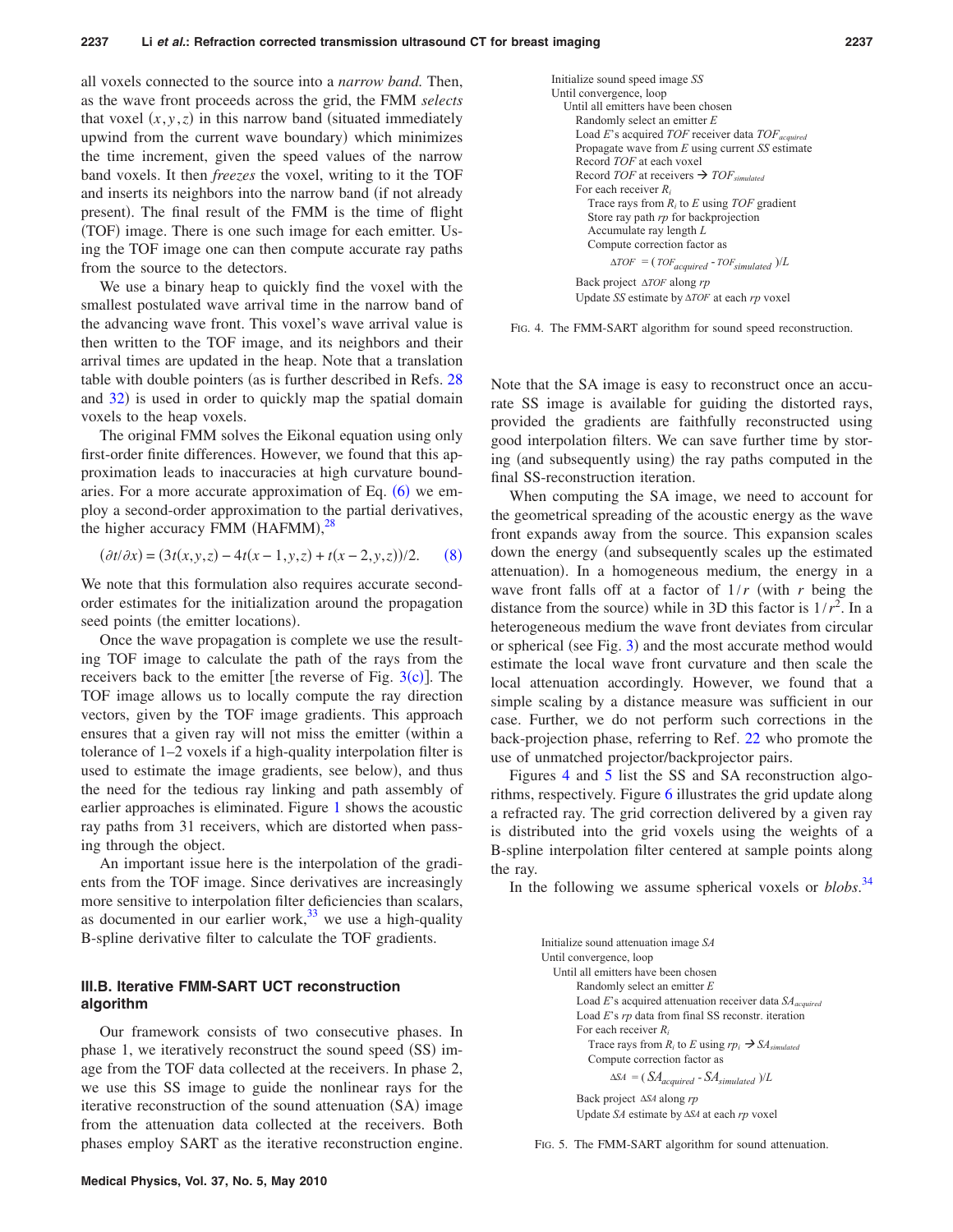all voxels connected to the source into a *narrow band.* Then, as the wave front proceeds across the grid, the FMM *selects* that voxel $(x,y,z)$ in this narrow band (situated immediately upwind from the current wave boundary) which minimizes the time increment, given the speed values of the narrow band voxels. It then *freezes* the voxel, writing to it the TOF and inserts its neighbors into the narrow band (if not already present). The final result of the FMM is the time of flight (TOF) image. There is one such image for each emitter. Using the TOF image one can then compute accurate ray paths from the source to the detectors.

We use a binary heap to quickly find the voxel with the smallest postulated wave arrival time in the narrow band of the advancing wave front. This voxel's wave arrival value is then written to the TOF image, and its neighbors and their arrival times are updated in the heap. Note that a translation table with double pointers (as is further described in Refs. 28 and 32) is used in order to quickly map the spatial domain voxels to the heap voxels.

The original FMM solves the Eikonal equation using only first-order finite differences. However, we found that this approximation leads to inaccuracies at high curvature boundaries. For a more accurate approximation of Eq. (6) we employ a second-order approximation to the partial derivatives, the higher accuracy FMM (HAFMM),[28]

$$(\partial t/\partial x) = (3t(x,y,z) - 4t(x-1,y,z) + t(x-2,y,z))/2. \quad (8)$$

We note that this formulation also requires accurate second-order estimates for the initialization around the propagation seed points (the emitter locations).

Once the wave propagation is complete we use the resulting TOF image to calculate the path of the rays from the receivers back to the emitter [the reverse of Fig. 3(c)]. The TOF image allows us to locally compute the ray direction vectors, given by the TOF image gradients. This approach ensures that a given ray will not miss the emitter (within a tolerance of 1–2 voxels if a high-quality interpolation filter is used to estimate the image gradients, see below), and thus the need for the tedious ray linking and path assembly of earlier approaches is eliminated. Figure 1 shows the acoustic ray paths from 31 receivers, which are distorted when passing through the object.

An important issue here is the interpolation of the gradients from the TOF image. Since derivatives are increasingly more sensitive to interpolation filter deficiencies than scalars, as documented in our earlier work,[33] we use a high-quality B-spline derivative filter to calculate the TOF gradients.

### III.B. Iterative FMM-SART UCT reconstruction algorithm

Our framework consists of two consecutive phases. In phase 1, we iteratively reconstruct the sound speed (SS) image from the TOF data collected at the receivers. In phase 2, we use this SS image to guide the nonlinear rays for the iterative reconstruction of the sound attenuation (SA) image from the attenuation data collected at the receivers. Both phases employ SART as the iterative reconstruction engine.

```
Initialize sound speed image SS
Until convergence, loop
    Until all emitters have been chosen
        Randomly select an emitter E
        Load E's acquired TOF receiver data TOF_acquired
        Propagate wave from E using current SS estimate
        Record TOF at each voxel
        Record TOF at receivers → TOF_simulated
        For each receiver R_i
            Trace rays from R_i to E using TOF gradient
            Store ray path rp for backprojection
            Accumulate ray length L
            Compute correction factor as
                ΔTOF = (TOF_acquired - TOF_simulated)/L
        Back project ΔTOF along rp
        Update SS estimate by ΔTOF at each rp voxel
```

FIG. 4. The FMM-SART algorithm for sound speed reconstruction.

Note that the SA image is easy to reconstruct once an accurate SS image is available for guiding the distorted rays, provided the gradients are faithfully reconstructed using good interpolation filters. We can save further time by storing (and subsequently using) the ray paths computed in the final SS-reconstruction iteration.

When computing the SA image, we need to account for the geometrical spreading of the acoustic energy as the wave front expands away from the source. This expansion scales down the energy (and subsequently scales up the estimated attenuation). In a homogeneous medium, the energy in a wave front falls off at a factor of $1/r$ (with $r$ being the distance from the source) while in 3D this factor is $1/r^2$. In a heterogeneous medium the wave front deviates from circular or spherical (see Fig. 3) and the most accurate method would estimate the local wave front curvature and then scale the local attenuation accordingly. However, we found that a simple scaling by a distance measure was sufficient in our case. Further, we do not perform such corrections in the back-projection phase, referring to Ref. 22 who promote the use of unmatched projector/backprojector pairs.

Figures 4 and 5 list the SS and SA reconstruction algorithms, respectively. Figure 6 illustrates the grid update along a refracted ray. The grid correction delivered by a given ray is distributed into the grid voxels using the weights of a B-spline interpolation filter centered at sample points along the ray.

In the following we assume spherical voxels or *blobs*.[34]

```
Initialize sound attenuation image SA
Until convergence, loop
    Until all emitters have been chosen
        Randomly select an emitter E
        Load E's acquired attenuation receiver data SA_acquired
        Load E's rp data from final SS reconstr. iteration
        For each receiver R_i
            Trace rays from R_i to E using rp_i → SA_simulated
            Compute correction factor as
                ΔSA = (SA_acquired - SA_simulated)/L
        Back project ΔSA along rp
        Update SA estimate by ΔSA at each rp voxel
```

FIG. 5. The FMM-SART algorithm for sound attenuation.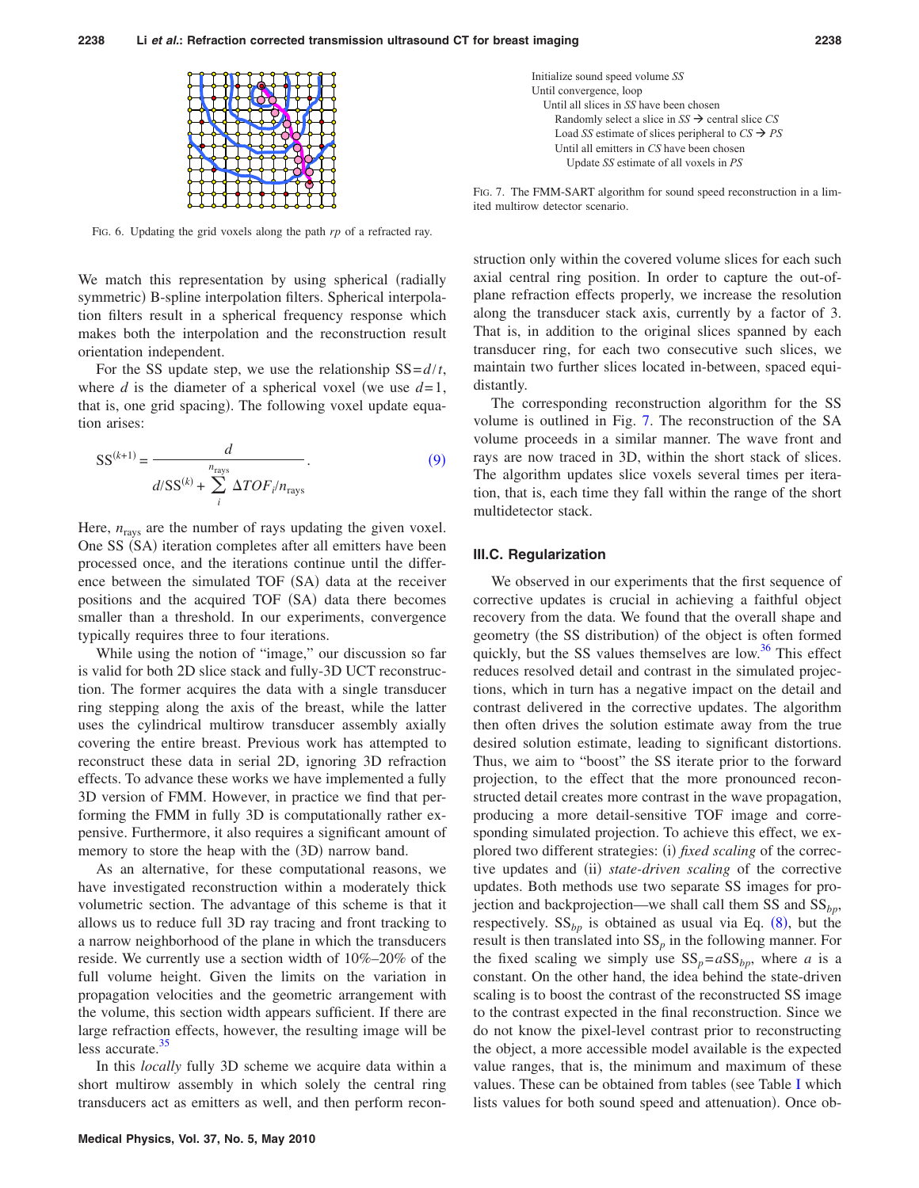FIG. 6. Updating the grid voxels along the path *rp* of a refracted ray.

We match this representation by using spherical (radially symmetric) B-spline interpolation filters. Spherical interpolation filters result in a spherical frequency response which makes both the interpolation and the reconstruction result orientation independent.

For the SS update step, we use the relationship $SS = d/t$, where $d$ is the diameter of a spherical voxel (we use $d=1$, that is, one grid spacing). The following voxel update equation arises:

$$SS^{(k+1)} = \frac{d}{d/SS^{(k)} + \sum_{i}^{n_{\text{rays}}} \Delta TOF_i / n_{\text{rays}}}. \tag{9}$$

Here, $n_{\text{rays}}$ are the number of rays updating the given voxel. One SS (SA) iteration completes after all emitters have been processed once, and the iterations continue until the difference between the simulated TOF (SA) data at the receiver positions and the acquired TOF (SA) data there becomes smaller than a threshold. In our experiments, convergence typically requires three to four iterations.

While using the notion of "image," our discussion so far is valid for both 2D slice stack and fully-3D UCT reconstruction. The former acquires the data with a single transducer ring stepping along the axis of the breast, while the latter uses the cylindrical multirow transducer assembly axially covering the entire breast. Previous work has attempted to reconstruct these data in serial 2D, ignoring 3D refraction effects. To advance these works we have implemented a fully 3D version of FMM. However, in practice we find that performing the FMM in fully 3D is computationally rather expensive. Furthermore, it also requires a significant amount of memory to store the heap with the (3D) narrow band.

As an alternative, for these computational reasons, we have investigated reconstruction within a moderately thick volumetric section. The advantage of this scheme is that it allows us to reduce full 3D ray tracing and front tracking to a narrow neighborhood of the plane in which the transducers reside. We currently use a section width of 10%–20% of the full volume height. Given the limits on the variation in propagation velocities and the geometric arrangement with the volume, this section width appears sufficient. If there are large refraction effects, however, the resulting image will be less accurate.[35]

In this *locally* fully 3D scheme we acquire data within a short multirow assembly in which solely the central ring transducers act as emitters as well, and then perform reconstruction only within the covered volume slices for each such axial central ring position. In order to capture the out-of-plane refraction effects properly, we increase the resolution along the transducer stack axis, currently by a factor of 3. That is, in addition to the original slices spanned by each transducer ring, for each two consecutive such slices, we maintain two further slices located in-between, spaced equidistantly.

The corresponding reconstruction algorithm for the SS volume is outlined in Fig. 7. The reconstruction of the SA volume proceeds in a similar manner. The wave front and rays are now traced in 3D, within the short stack of slices. The algorithm updates slice voxels several times per iteration, that is, each time they fall within the range of the short multidetector stack.

```
Initialize sound speed volume SS
Until convergence, loop
    Until all slices in SS have been chosen
        Randomly select a slice in SS → central slice CS
        Load SS estimate of slices peripheral to CS → PS
        Until all emitters in CS have been chosen
            Update SS estimate of all voxels in PS
```

FIG. 7. The FMM-SART algorithm for sound speed reconstruction in a limited multirow detector scenario.

### III.C. Regularization

We observed in our experiments that the first sequence of corrective updates is crucial in achieving a faithful object recovery from the data. We found that the overall shape and geometry (the SS distribution) of the object is often formed quickly, but the SS values themselves are low.[36] This effect reduces resolved detail and contrast in the simulated projections, which in turn has a negative impact on the detail and contrast delivered in the corrective updates. The algorithm then often drives the solution estimate away from the true desired solution estimate, leading to significant distortions. Thus, we aim to "boost" the SS iterate prior to the forward projection, to the effect that the more pronounced reconstructed detail creates more contrast in the wave propagation, producing a more detail-sensitive TOF image and corresponding simulated projection. To achieve this effect, we explored two different strategies: (i) *fixed scaling* of the corrective updates and (ii) *state-driven scaling* of the corrective updates. Both methods use two separate SS images for projection and backprojection—we shall call them SS and $SS_{bp}$, respectively. $SS_{bp}$ is obtained as usual via Eq. (8), but the result is then translated into $SS_p$ in the following manner. For the fixed scaling we simply use $SS_p = aSS_{bp}$, where $a$ is a constant. On the other hand, the idea behind the state-driven scaling is to boost the contrast of the reconstructed SS image to the contrast expected in the final reconstruction. Since we do not know the pixel-level contrast prior to reconstructing the object, a more accessible model available is the expected value ranges, that is, the minimum and maximum of these values. These can be obtained from tables (see Table I which lists values for both sound speed and attenuation). Once ob-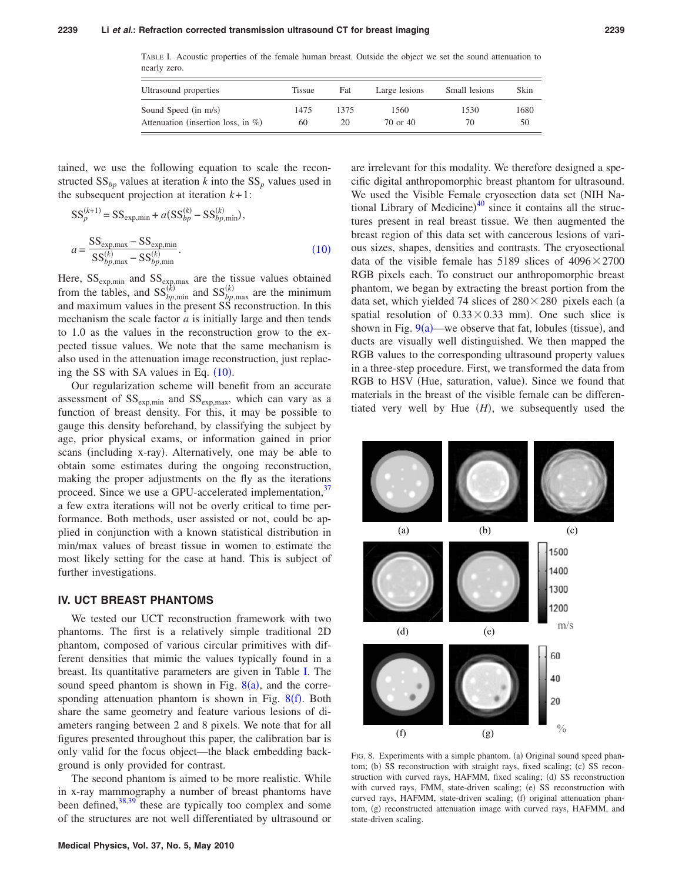TABLE I. Acoustic properties of the female human breast. Outside the object we set the sound attenuation to nearly zero.

| Ultrasound properties | Tissue | Fat | Large lesions | Small lesions | Skin |
|---|---|---|---|---|---|
| Sound Speed (in m/s) | 1475 | 1375 | 1560 | 1530 | 1680 |
| Attenuation (insertion loss, in %) | 60 | 20 | 70 or 40 | 70 | 50 |

tained, we use the following equation to scale the reconstructed $SS_{bp}$ values at iteration $k$ into the $SS_p$ values used in the subsequent projection at iteration $k+1$:

$$SS_p^{(k+1)} = SS_{\mathrm{exp,min}} + a(SS_{bp}^{(k)} - SS_{bp,\mathrm{min}}^{(k)}),$$

$$a = \frac{SS_{\mathrm{exp,max}} - SS_{\mathrm{exp,min}}}{SS_{bp,\mathrm{max}}^{(k)} - SS_{bp,\mathrm{min}}^{(k)}}. \quad (10)$$

Here, $SS_{\mathrm{exp,min}}$ and $SS_{\mathrm{exp,max}}$ are the tissue values obtained from the tables, and $SS_{bp,\mathrm{min}}^{(k)}$ and $SS_{bp,\mathrm{max}}^{(k)}$ are the minimum and maximum values in the present SS reconstruction. In this mechanism the scale factor $a$ is initially large and then tends to 1.0 as the values in the reconstruction grow to the expected tissue values. We note that the same mechanism is also used in the attenuation image reconstruction, just replacing the SS with SA values in Eq. (10).

Our regularization scheme will benefit from an accurate assessment of $SS_{\mathrm{exp,min}}$ and $SS_{\mathrm{exp,max}}$, which can vary as a function of breast density. For this, it may be possible to gauge this density beforehand, by classifying the subject by age, prior physical exams, or information gained in prior scans (including x-ray). Alternatively, one may be able to obtain some estimates during the ongoing reconstruction, making the proper adjustments on the fly as the iterations proceed. Since we use a GPU-accelerated implementation,[37] a few extra iterations will not be overly critical to time performance. Both methods, user assisted or not, could be applied in conjunction with a known statistical distribution in min/max values of breast tissue in women to estimate the most likely setting for the case at hand. This is subject of further investigations.

## IV. UCT BREAST PHANTOMS

We tested our UCT reconstruction framework with two phantoms. The first is a relatively simple traditional 2D phantom, composed of various circular primitives with different densities that mimic the values typically found in a breast. Its quantitative parameters are given in Table I. The sound speed phantom is shown in Fig. 8(a), and the corresponding attenuation phantom is shown in Fig. 8(f). Both share the same geometry and feature various lesions of diameters ranging between 2 and 8 pixels. We note that for all figures presented throughout this paper, the calibration bar is only valid for the focus object—the black embedding background is only provided for contrast.

The second phantom is aimed to be more realistic. While in x-ray mammography a number of breast phantoms have been defined,[38,39] these are typically too complex and some of the structures are not well differentiated by ultrasound or are irrelevant for this modality. We therefore designed a specific digital anthropomorphic breast phantom for ultrasound. We used the Visible Female cryosection data set (NIH National Library of Medicine)[40] since it contains all the structures present in real breast tissue. We then augmented the breast region of this data set with cancerous lesions of various sizes, shapes, densities and contrasts. The cryosectional data of the visible female has 5189 slices of 4096×2700 RGB pixels each. To construct our anthropomorphic breast phantom, we began by extracting the breast portion from the data set, which yielded 74 slices of 280×280 pixels each (a spatial resolution of 0.33×0.33 mm). One such slice is shown in Fig. 9(a)—we observe that fat, lobules (tissue), and ducts are visually well distinguished. We then mapped the RGB values to the corresponding ultrasound property values in a three-step procedure. First, we transformed the data from RGB to HSV (Hue, saturation, value). Since we found that materials in the breast of the visible female can be differentiated very well by Hue ($H$), we subsequently used the

FIG. 8. Experiments with a simple phantom. (a) Original sound speed phantom; (b) SS reconstruction with straight rays, fixed scaling; (c) SS reconstruction with curved rays, HAFMM, fixed scaling; (d) SS reconstruction with curved rays, FMM, state-driven scaling; (e) SS reconstruction with curved rays, HAFMM, state-driven scaling; (f) original attenuation phantom, (g) reconstructed attenuation image with curved rays, HAFMM, and state-driven scaling.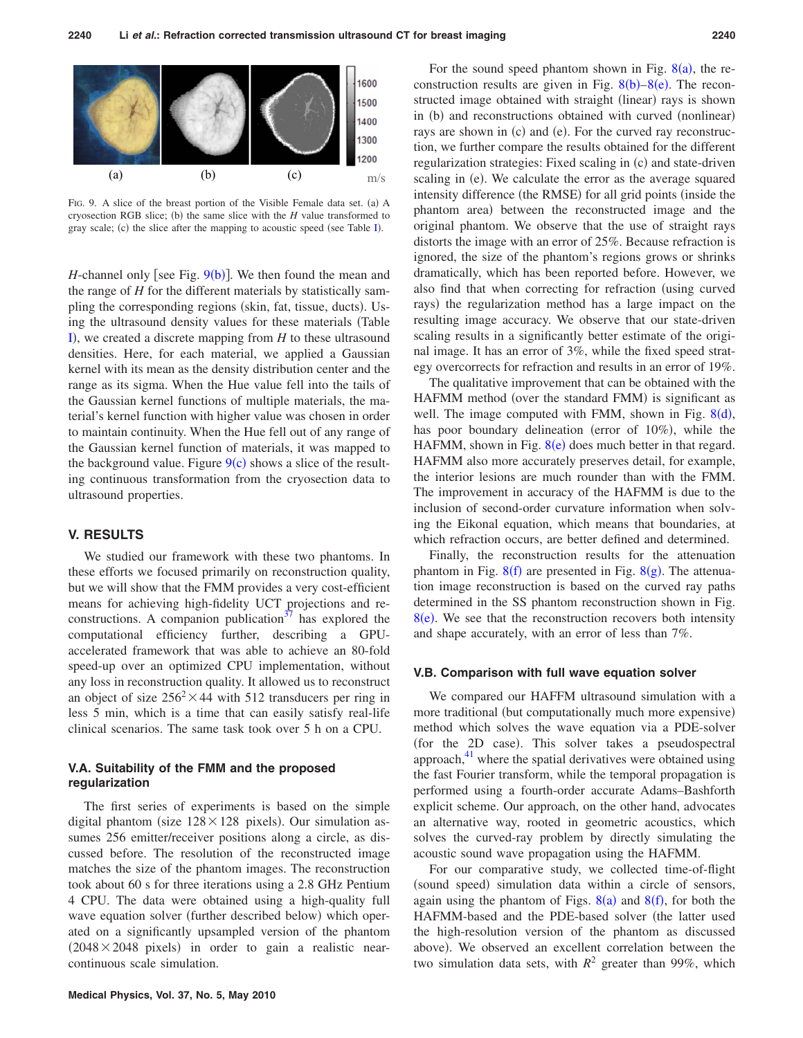FIG. 9. A slice of the breast portion of the Visible Female data set. (a) A cryosection RGB slice; (b) the same slice with the $H$ value transformed to gray scale; (c) the slice after the mapping to acoustic speed (see Table I).

$H$-channel only [see Fig. 9(b)]. We then found the mean and the range of $H$ for the different materials by statistically sampling the corresponding regions (skin, fat, tissue, ducts). Using the ultrasound density values for these materials (Table I), we created a discrete mapping from $H$ to these ultrasound densities. Here, for each material, we applied a Gaussian kernel with its mean as the density distribution center and the range as its sigma. When the Hue value fell into the tails of the Gaussian kernel functions of multiple materials, the material's kernel function with higher value was chosen in order to maintain continuity. When the Hue fell out of any range of the Gaussian kernel function of materials, it was mapped to the background value. Figure 9(c) shows a slice of the resulting continuous transformation from the cryosection data to ultrasound properties.

## V. RESULTS

We studied our framework with these two phantoms. In these efforts we focused primarily on reconstruction quality, but we will show that the FMM provides a very cost-efficient means for achieving high-fidelity UCT projections and reconstructions. A companion publication[37] has explored the computational efficiency further, describing a GPU-accelerated framework that was able to achieve an 80-fold speed-up over an optimized CPU implementation, without any loss in reconstruction quality. It allowed us to reconstruct an object of size $256^2 \times 44$ with 512 transducers per ring in less 5 min, which is a time that can easily satisfy real-life clinical scenarios. The same task took over 5 h on a CPU.

### V.A. Suitability of the FMM and the proposed regularization

The first series of experiments is based on the simple digital phantom (size $128 \times 128$ pixels). Our simulation assumes 256 emitter/receiver positions along a circle, as discussed before. The resolution of the reconstructed image matches the size of the phantom images. The reconstruction took about 60 s for three iterations using a 2.8 GHz Pentium 4 CPU. The data were obtained using a high-quality full wave equation solver (further described below) which operated on a significantly upsampled version of the phantom ($2048 \times 2048$ pixels) in order to gain a realistic near-continuous scale simulation.

For the sound speed phantom shown in Fig. 8(a), the reconstruction results are given in Fig. 8(b)–8(e). The reconstructed image obtained with straight (linear) rays is shown in (b) and reconstructions obtained with curved (nonlinear) rays are shown in (c) and (e). For the curved ray reconstruction, we further compare the results obtained for the different regularization strategies: Fixed scaling in (c) and state-driven scaling in (e). We calculate the error as the average squared intensity difference (the RMSE) for all grid points (inside the phantom area) between the reconstructed image and the original phantom. We observe that the use of straight rays distorts the image with an error of 25%. Because refraction is ignored, the size of the phantom's regions grows or shrinks dramatically, which has been reported before. However, we also find that when correcting for refraction (using curved rays) the regularization method has a large impact on the resulting image accuracy. We observe that our state-driven scaling results in a significantly better estimate of the original image. It has an error of 3%, while the fixed speed strategy overcorrects for refraction and results in an error of 19%.

The qualitative improvement that can be obtained with the HAFMM method (over the standard FMM) is significant as well. The image computed with FMM, shown in Fig. 8(d), has poor boundary delineation (error of 10%), while the HAFMM, shown in Fig. 8(e) does much better in that regard. HAFMM also more accurately preserves detail, for example, the interior lesions are much rounder than with the FMM. The improvement in accuracy of the HAFMM is due to the inclusion of second-order curvature information when solving the Eikonal equation, which means that boundaries, at which refraction occurs, are better defined and determined.

Finally, the reconstruction results for the attenuation phantom in Fig. 8(f) are presented in Fig. 8(g). The attenuation image reconstruction is based on the curved ray paths determined in the SS phantom reconstruction shown in Fig. 8(e). We see that the reconstruction recovers both intensity and shape accurately, with an error of less than 7%.

### V.B. Comparison with full wave equation solver

We compared our HAFFM ultrasound simulation with a more traditional (but computationally much more expensive) method which solves the wave equation via a PDE-solver (for the 2D case). This solver takes a pseudospectral approach,[41] where the spatial derivatives were obtained using the fast Fourier transform, while the temporal propagation is performed using a fourth-order accurate Adams–Bashforth explicit scheme. Our approach, on the other hand, advocates an alternative way, rooted in geometric acoustics, which solves the curved-ray problem by directly simulating the acoustic sound wave propagation using the HAFMM.

For our comparative study, we collected time-of-flight (sound speed) simulation data within a circle of sensors, again using the phantom of Figs. 8(a) and 8(f), for both the HAFMM-based and the PDE-based solver (the latter used the high-resolution version of the phantom as discussed above). We observed an excellent correlation between the two simulation data sets, with $R^2$ greater than 99%, which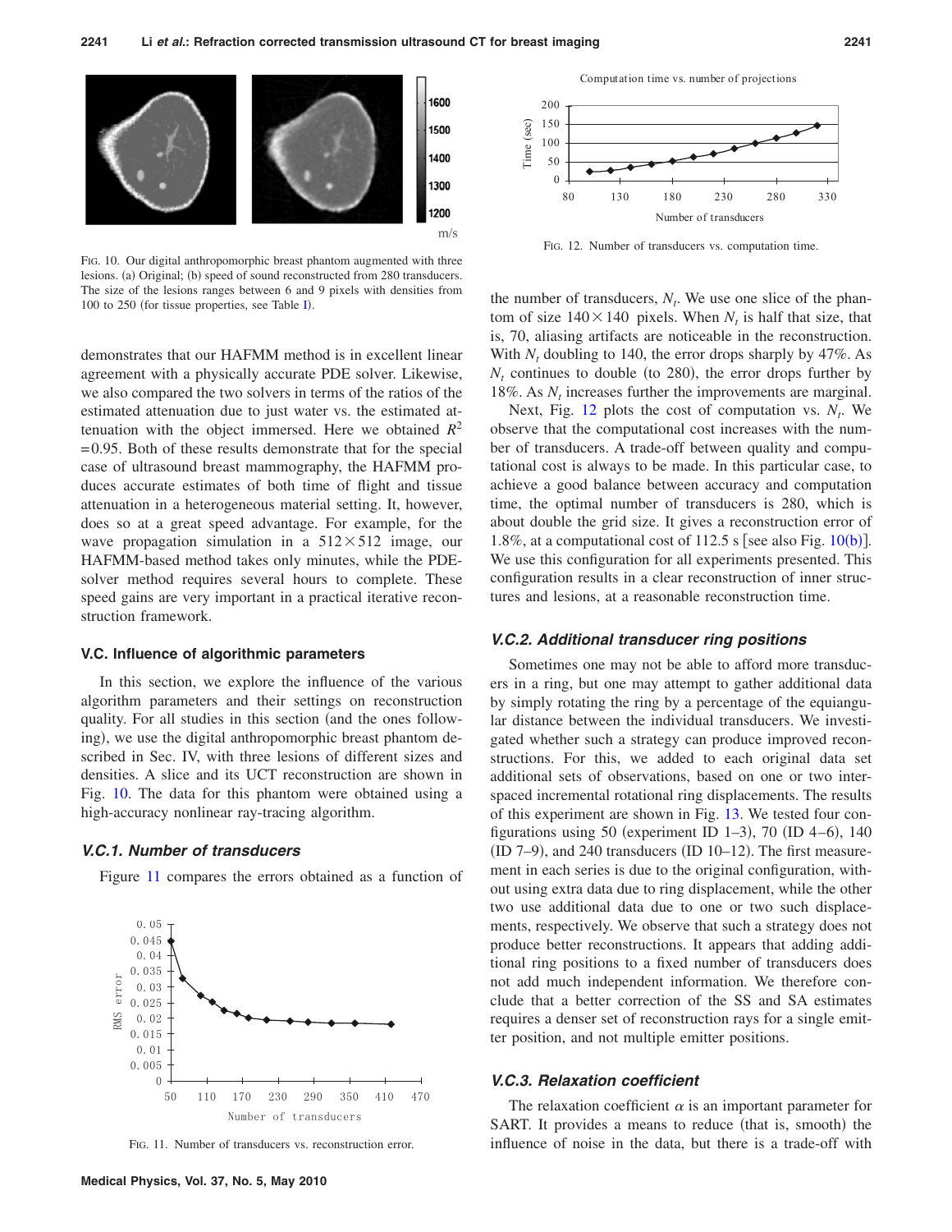FIG. 10. Our digital anthropomorphic breast phantom augmented with three lesions. (a) Original; (b) speed of sound reconstructed from 280 transducers. The size of the lesions ranges between 6 and 9 pixels with densities from 100 to 250 (for tissue properties, see Table I).

demonstrates that our HAFMM method is in excellent linear agreement with a physically accurate PDE solver. Likewise, we also compared the two solvers in terms of the ratios of the estimated attenuation due to just water vs. the estimated attenuation with the object immersed. Here we obtained $R^2 = 0.95$. Both of these results demonstrate that for the special case of ultrasound breast mammography, the HAFMM produces accurate estimates of both time of flight and tissue attenuation in a heterogeneous material setting. It, however, does so at a great speed advantage. For example, for the wave propagation simulation in a $512 \times 512$ image, our HAFMM-based method takes only minutes, while the PDE-solver method requires several hours to complete. These speed gains are very important in a practical iterative reconstruction framework.

### V.C. Influence of algorithmic parameters

In this section, we explore the influence of the various algorithm parameters and their settings on reconstruction quality. For all studies in this section (and the ones following), we use the digital anthropomorphic breast phantom described in Sec. IV, with three lesions of different sizes and densities. A slice and its UCT reconstruction are shown in Fig. 10. The data for this phantom were obtained using a high-accuracy nonlinear ray-tracing algorithm.

#### V.C.1. Number of transducers

Figure 11 compares the errors obtained as a function of the number of transducers, $N_t$. We use one slice of the phantom of size $140 \times 140$ pixels. When $N_t$ is half that size, that is, 70, aliasing artifacts are noticeable in the reconstruction. With $N_t$ doubling to 140, the error drops sharply by 47%. As $N_t$ continues to double (to 280), the error drops further by 18%. As $N_t$ increases further the improvements are marginal.

FIG. 11. Number of transducers vs. reconstruction error.

Next, Fig. 12 plots the cost of computation vs. $N_t$. We observe that the computational cost increases with the number of transducers. A trade-off between quality and computational cost is always to be made. In this particular case, to achieve a good balance between accuracy and computation time, the optimal number of transducers is 280, which is about double the grid size. It gives a reconstruction error of 1.8%, at a computational cost of 112.5 s [see also Fig. 10(b)]. We use this configuration for all experiments presented. This configuration results in a clear reconstruction of inner structures and lesions, at a reasonable reconstruction time.

FIG. 12. Number of transducers vs. computation time.

#### V.C.2. Additional transducer ring positions

Sometimes one may not be able to afford more transducers in a ring, but one may attempt to gather additional data by simply rotating the ring by a percentage of the equiangular distance between the individual transducers. We investigated whether such a strategy can produce improved reconstructions. For this, we added to each original data set additional sets of observations, based on one or two interspaced incremental rotational ring displacements. The results of this experiment are shown in Fig. 13. We tested four configurations using 50 (experiment ID 1–3), 70 (ID 4–6), 140 (ID 7–9), and 240 transducers (ID 10–12). The first measurement in each series is due to the original configuration, without using extra data due to ring displacement, while the other two use additional data due to one or two such displacements, respectively. We observe that such a strategy does not produce better reconstructions. It appears that adding additional ring positions to a fixed number of transducers does not add much independent information. We therefore conclude that a better correction of the SS and SA estimates requires a denser set of reconstruction rays for a single emitter position, and not multiple emitter positions.

#### V.C.3. Relaxation coefficient

The relaxation coefficient $\alpha$ is an important parameter for SART. It provides a means to reduce (that is, smooth) the influence of noise in the data, but there is a trade-off with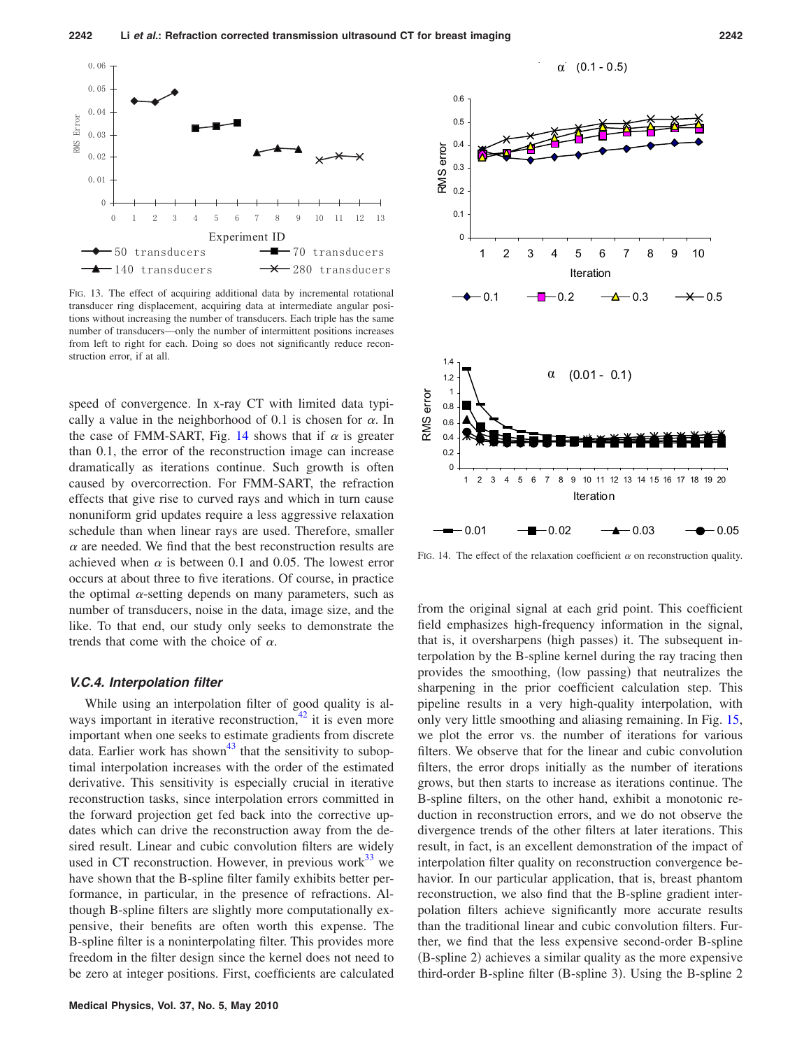FIG. 13. The effect of acquiring additional data by incremental rotational transducer ring displacement, acquiring data at intermediate angular positions without increasing the number of transducers. Each triple has the same number of transducers—only the number of intermittent positions increases from left to right for each. Doing so does not significantly reduce reconstruction error, if at all.

speed of convergence. In x-ray CT with limited data typically a value in the neighborhood of 0.1 is chosen for $\alpha$. In the case of FMM-SART, Fig. 14 shows that if $\alpha$ is greater than 0.1, the error of the reconstruction image can increase dramatically as iterations continue. Such growth is often caused by overcorrection. For FMM-SART, the refraction effects that give rise to curved rays and which in turn cause nonuniform grid updates require a less aggressive relaxation schedule than when linear rays are used. Therefore, smaller $\alpha$ are needed. We find that the best reconstruction results are achieved when $\alpha$ is between 0.1 and 0.05. The lowest error occurs at about three to five iterations. Of course, in practice the optimal $\alpha$-setting depends on many parameters, such as number of transducers, noise in the data, image size, and the like. To that end, our study only seeks to demonstrate the trends that come with the choice of $\alpha$.

### V.C.4. Interpolation filter

While using an interpolation filter of good quality is always important in iterative reconstruction,[42] it is even more important when one seeks to estimate gradients from discrete data. Earlier work has shown[43] that the sensitivity to suboptimal interpolation increases with the order of the estimated derivative. This sensitivity is especially crucial in iterative reconstruction tasks, since interpolation errors committed in the forward projection get fed back into the corrective updates which can drive the reconstruction away from the desired result. Linear and cubic convolution filters are widely used in CT reconstruction. However, in previous work[33] we have shown that the B-spline filter family exhibits better performance, in particular, in the presence of refractions. Although B-spline filters are slightly more computationally expensive, their benefits are often worth this expense. The B-spline filter is a noninterpolating filter. This provides more freedom in the filter design since the kernel does not need to be zero at integer positions. First, coefficients are calculated

FIG. 14. The effect of the relaxation coefficient $\alpha$ on reconstruction quality.

from the original signal at each grid point. This coefficient field emphasizes high-frequency information in the signal, that is, it oversharpens (high passes) it. The subsequent interpolation by the B-spline kernel during the ray tracing then provides the smoothing, (low passing) that neutralizes the sharpening in the prior coefficient calculation step. This pipeline results in a very high-quality interpolation, with only very little smoothing and aliasing remaining. In Fig. 15, we plot the error vs. the number of iterations for various filters. We observe that for the linear and cubic convolution filters, the error drops initially as the number of iterations grows, but then starts to increase as iterations continue. The B-spline filters, on the other hand, exhibit a monotonic reduction in reconstruction errors, and we do not observe the divergence trends of the other filters at later iterations. This result, in fact, is an excellent demonstration of the impact of interpolation filter quality on reconstruction convergence behavior. In our particular application, that is, breast phantom reconstruction, we also find that the B-spline gradient interpolation filters achieve significantly more accurate results than the traditional linear and cubic convolution filters. Further, we find that the less expensive second-order B-spline (B-spline 2) achieves a similar quality as the more expensive third-order B-spline filter (B-spline 3). Using the B-spline 2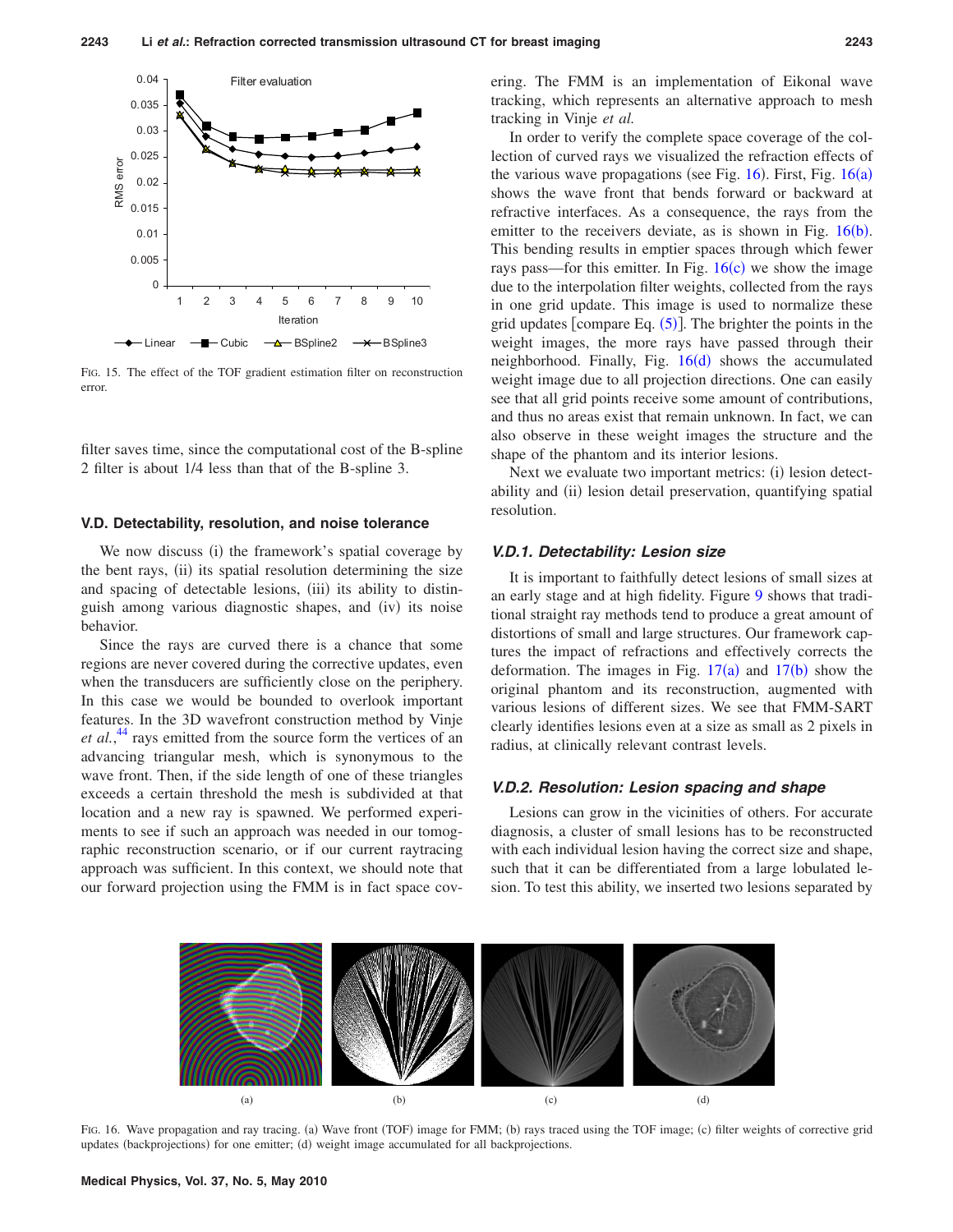FIG. 15. The effect of the TOF gradient estimation filter on reconstruction error.

filter saves time, since the computational cost of the B-spline 2 filter is about 1/4 less than that of the B-spline 3.

### V.D. Detectability, resolution, and noise tolerance

We now discuss (i) the framework's spatial coverage by the bent rays, (ii) its spatial resolution determining the size and spacing of detectable lesions, (iii) its ability to distinguish among various diagnostic shapes, and (iv) its noise behavior.

Since the rays are curved there is a chance that some regions are never covered during the corrective updates, even when the transducers are sufficiently close on the periphery. In this case we would be bounded to overlook important features. In the 3D wavefront construction method by Vinje *et al.*,[44] rays emitted from the source form the vertices of an advancing triangular mesh, which is synonymous to the wave front. Then, if the side length of one of these triangles exceeds a certain threshold the mesh is subdivided at that location and a new ray is spawned. We performed experiments to see if such an approach was needed in our tomographic reconstruction scenario, or if our current raytracing approach was sufficient. In this context, we should note that our forward projection using the FMM is in fact space covering. The FMM is an implementation of Eikonal wave tracking, which represents an alternative approach to mesh tracking in Vinje *et al.*

In order to verify the complete space coverage of the collection of curved rays we visualized the refraction effects of the various wave propagations (see Fig. 16). First, Fig. 16(a) shows the wave front that bends forward or backward at refractive interfaces. As a consequence, the rays from the emitter to the receivers deviate, as is shown in Fig. 16(b). This bending results in emptier spaces through which fewer rays pass—for this emitter. In Fig. 16(c) we show the image due to the interpolation filter weights, collected from the rays in one grid update. This image is used to normalize these grid updates [compare Eq. (5)]. The brighter the points in the weight images, the more rays have passed through their neighborhood. Finally, Fig. 16(d) shows the accumulated weight image due to all projection directions. One can easily see that all grid points receive some amount of contributions, and thus no areas exist that remain unknown. In fact, we can also observe in these weight images the structure and the shape of the phantom and its interior lesions.

Next we evaluate two important metrics: (i) lesion detectability and (ii) lesion detail preservation, quantifying spatial resolution.

#### V.D.1. Detectability: Lesion size

It is important to faithfully detect lesions of small sizes at an early stage and at high fidelity. Figure 9 shows that traditional straight ray methods tend to produce a great amount of distortions of small and large structures. Our framework captures the impact of refractions and effectively corrects the deformation. The images in Fig. 17(a) and 17(b) show the original phantom and its reconstruction, augmented with various lesions of different sizes. We see that FMM-SART clearly identifies lesions even at a size as small as 2 pixels in radius, at clinically relevant contrast levels.

#### V.D.2. Resolution: Lesion spacing and shape

Lesions can grow in the vicinities of others. For accurate diagnosis, a cluster of small lesions has to be reconstructed with each individual lesion having the correct size and shape, such that it can be differentiated from a large lobulated lesion. To test this ability, we inserted two lesions separated by

FIG. 16. Wave propagation and ray tracing. (a) Wave front (TOF) image for FMM; (b) rays traced using the TOF image; (c) filter weights of corrective grid updates (backprojections) for one emitter; (d) weight image accumulated for all backprojections.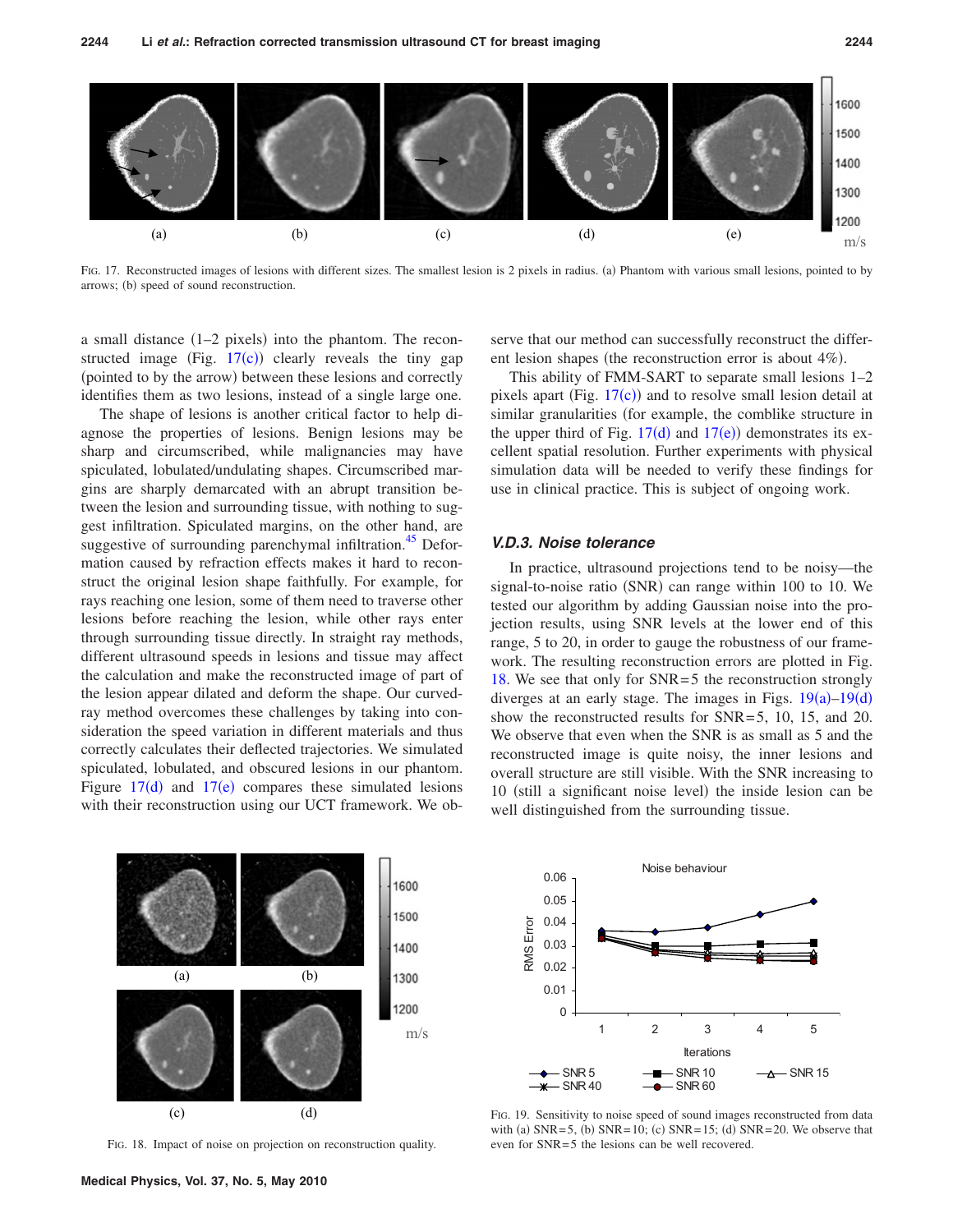FIG. 17. Reconstructed images of lesions with different sizes. The smallest lesion is 2 pixels in radius. (a) Phantom with various small lesions, pointed to by arrows; (b) speed of sound reconstruction.

a small distance (1–2 pixels) into the phantom. The reconstructed image (Fig. 17(c)) clearly reveals the tiny gap (pointed to by the arrow) between these lesions and correctly identifies them as two lesions, instead of a single large one.

The shape of lesions is another critical factor to help diagnose the properties of lesions. Benign lesions may be sharp and circumscribed, while malignancies may have spiculated, lobulated/undulating shapes. Circumscribed margins are sharply demarcated with an abrupt transition between the lesion and surrounding tissue, with nothing to suggest infiltration. Spiculated margins, on the other hand, are suggestive of surrounding parenchymal infiltration.[45] Deformation caused by refraction effects makes it hard to reconstruct the original lesion shape faithfully. For example, for rays reaching one lesion, some of them need to traverse other lesions before reaching the lesion, while other rays enter through surrounding tissue directly. In straight ray methods, different ultrasound speeds in lesions and tissue may affect the calculation and make the reconstructed image of part of the lesion appear dilated and deform the shape. Our curved-ray method overcomes these challenges by taking into consideration the speed variation in different materials and thus correctly calculates their deflected trajectories. We simulated spiculated, lobulated, and obscured lesions in our phantom. Figure 17(d) and 17(e) compares these simulated lesions with their reconstruction using our UCT framework. We observe that our method can successfully reconstruct the different lesion shapes (the reconstruction error is about 4%).

This ability of FMM-SART to separate small lesions 1–2 pixels apart (Fig. 17(c)) and to resolve small lesion detail at similar granularities (for example, the comblike structure in the upper third of Fig. 17(d) and 17(e)) demonstrates its excellent spatial resolution. Further experiments with physical simulation data will be needed to verify these findings for use in clinical practice. This is subject of ongoing work.

#### V.D.3. Noise tolerance

In practice, ultrasound projections tend to be noisy—the signal-to-noise ratio (SNR) can range within 100 to 10. We tested our algorithm by adding Gaussian noise into the projection results, using SNR levels at the lower end of this range, 5 to 20, in order to gauge the robustness of our framework. The resulting reconstruction errors are plotted in Fig. 18. We see that only for SNR=5 the reconstruction strongly diverges at an early stage. The images in Figs. 19(a)–19(d) show the reconstructed results for SNR=5, 10, 15, and 20. We observe that even when the SNR is as small as 5 and the reconstructed image is quite noisy, the inner lesions and overall structure are still visible. With the SNR increasing to 10 (still a significant noise level) the inside lesion can be well distinguished from the surrounding tissue.

FIG. 18. Impact of noise on projection on reconstruction quality.

FIG. 19. Sensitivity to noise speed of sound images reconstructed from data with (a) SNR=5, (b) SNR=10; (c) SNR=15; (d) SNR=20. We observe that even for SNR=5 the lesions can be well recovered.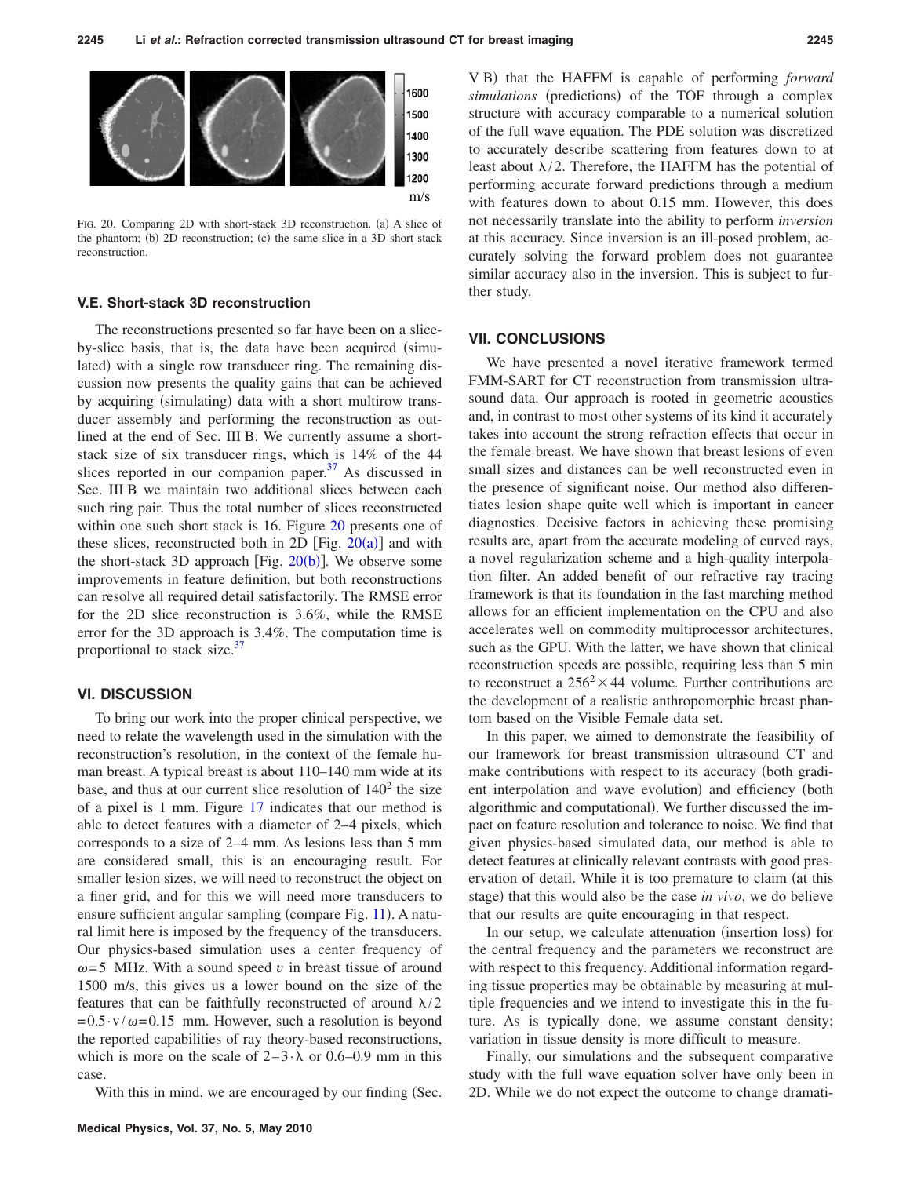FIG. 20. Comparing 2D with short-stack 3D reconstruction. (a) A slice of the phantom; (b) 2D reconstruction; (c) the same slice in a 3D short-stack reconstruction.

### V.E. Short-stack 3D reconstruction

The reconstructions presented so far have been on a slice-by-slice basis, that is, the data have been acquired (simulated) with a single row transducer ring. The remaining discussion now presents the quality gains that can be achieved by acquiring (simulating) data with a short multirow transducer assembly and performing the reconstruction as outlined at the end of Sec. III B. We currently assume a short-stack size of six transducer rings, which is 14% of the 44 slices reported in our companion paper.[37] As discussed in Sec. III B we maintain two additional slices between each such ring pair. Thus the total number of slices reconstructed within one such short stack is 16. Figure 20 presents one of these slices, reconstructed both in 2D [Fig. 20(a)] and with the short-stack 3D approach [Fig. 20(b)]. We observe some improvements in feature definition, but both reconstructions can resolve all required detail satisfactorily. The RMSE error for the 2D slice reconstruction is 3.6%, while the RMSE error for the 3D approach is 3.4%. The computation time is proportional to stack size.[37]

## VI. DISCUSSION

To bring our work into the proper clinical perspective, we need to relate the wavelength used in the simulation with the reconstruction's resolution, in the context of the female human breast. A typical breast is about 110–140 mm wide at its base, and thus at our current slice resolution of $140^2$ the size of a pixel is 1 mm. Figure 17 indicates that our method is able to detect features with a diameter of 2–4 pixels, which corresponds to a size of 2–4 mm. As lesions less than 5 mm are considered small, this is an encouraging result. For smaller lesion sizes, we will need to reconstruct the object on a finer grid, and for this we will need more transducers to ensure sufficient angular sampling (compare Fig. 11). A natural limit here is imposed by the frequency of the transducers. Our physics-based simulation uses a center frequency of $\omega = 5$ MHz. With a sound speed $v$ in breast tissue of around 1500 m/s, this gives us a lower bound on the size of the features that can be faithfully reconstructed of around $\lambda/2 = 0.5 \cdot v/\omega = 0.15$ mm. However, such a resolution is beyond the reported capabilities of ray theory-based reconstructions, which is more on the scale of $2-3 \cdot \lambda$ or 0.6–0.9 mm in this case.

With this in mind, we are encouraged by our finding (Sec. V B) that the HAFFM is capable of performing *forward simulations* (predictions) of the TOF through a complex structure with accuracy comparable to a numerical solution of the full wave equation. The PDE solution was discretized to accurately describe scattering from features down to at least about $\lambda/2$. Therefore, the HAFFM has the potential of performing accurate forward predictions through a medium with features down to about 0.15 mm. However, this does not necessarily translate into the ability to perform *inversion* at this accuracy. Since inversion is an ill-posed problem, accurately solving the forward problem does not guarantee similar accuracy also in the inversion. This is subject to further study.

## VII. CONCLUSIONS

We have presented a novel iterative framework termed FMM-SART for CT reconstruction from transmission ultrasound data. Our approach is rooted in geometric acoustics and, in contrast to most other systems of its kind it accurately takes into account the strong refraction effects that occur in the female breast. We have shown that breast lesions of even small sizes and distances can be well reconstructed even in the presence of significant noise. Our method also differentiates lesion shape quite well which is important in cancer diagnostics. Decisive factors in achieving these promising results are, apart from the accurate modeling of curved rays, a novel regularization scheme and a high-quality interpolation filter. An added benefit of our refractive ray tracing framework is that its foundation in the fast marching method allows for an efficient implementation on the CPU and also accelerates well on commodity multiprocessor architectures, such as the GPU. With the latter, we have shown that clinical reconstruction speeds are possible, requiring less than 5 min to reconstruct a $256^2 \times 44$ volume. Further contributions are the development of a realistic anthropomorphic breast phantom based on the Visible Female data set.

In this paper, we aimed to demonstrate the feasibility of our framework for breast transmission ultrasound CT and make contributions with respect to its accuracy (both gradient interpolation and wave evolution) and efficiency (both algorithmic and computational). We further discussed the impact on feature resolution and tolerance to noise. We find that given physics-based simulated data, our method is able to detect features at clinically relevant contrasts with good preservation of detail. While it is too premature to claim (at this stage) that this would also be the case *in vivo*, we do believe that our results are quite encouraging in that respect.

In our setup, we calculate attenuation (insertion loss) for the central frequency and the parameters we reconstruct are with respect to this frequency. Additional information regarding tissue properties may be obtainable by measuring at multiple frequencies and we intend to investigate this in the future. As is typically done, we assume constant density; variation in tissue density is more difficult to measure.

Finally, our simulations and the subsequent comparative study with the full wave equation solver have only been in 2D. While we do not expect the outcome to change dramati-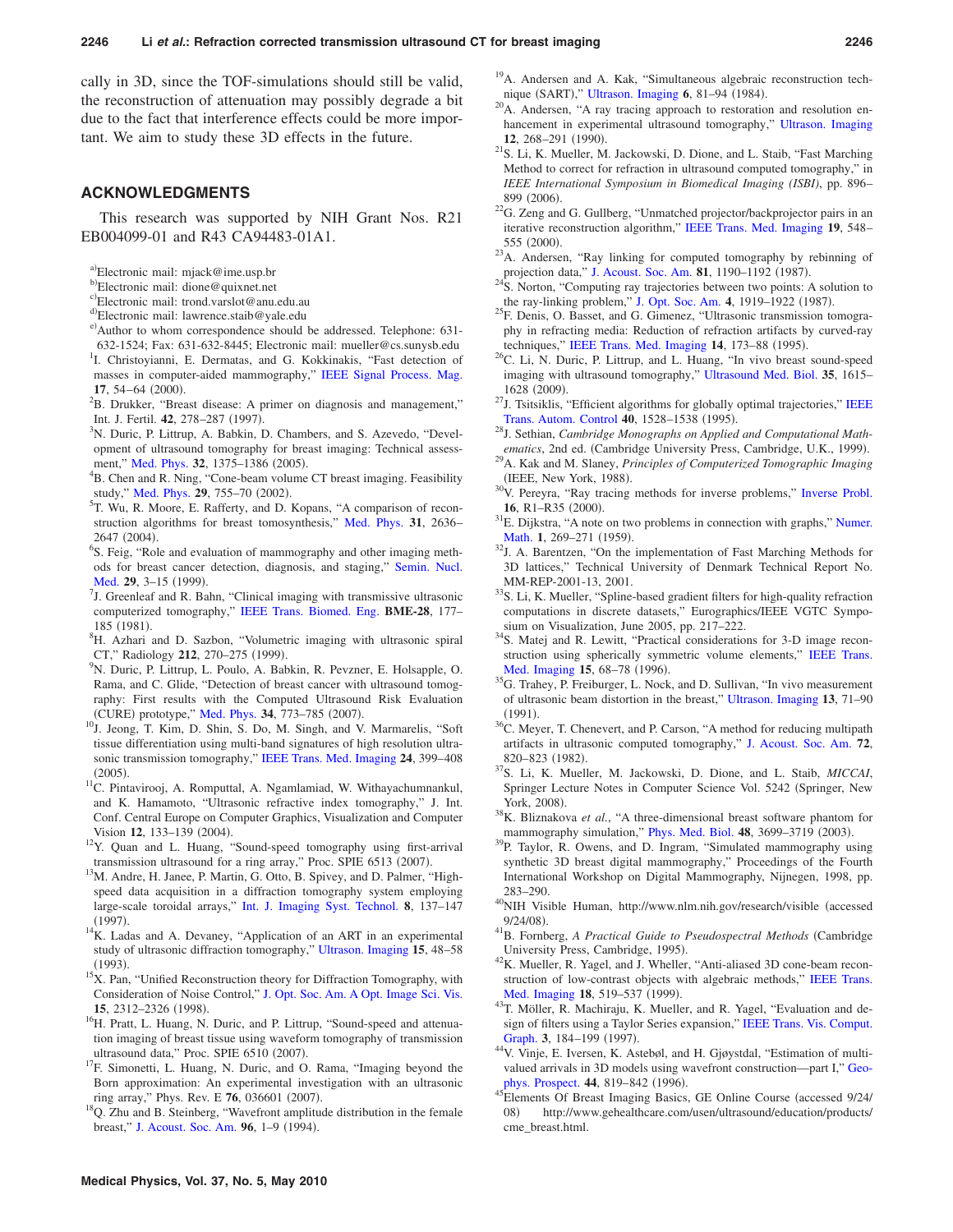cally in 3D, since the TOF-simulations should still be valid, the reconstruction of attenuation may possibly degrade a bit due to the fact that interference effects could be more important. We aim to study these 3D effects in the future.

## ACKNOWLEDGMENTS

This research was supported by NIH Grant Nos. R21 EB004099-01 and R43 CA94483-01A1.

[a]Electronic mail: mjack@ime.usp.br

[b]Electronic mail: dione@quixnet.net

[c]Electronic mail: trond.varslot@anu.edu.au

[d]Electronic mail: lawrence.staib@yale.edu

[e]Author to whom correspondence should be addressed. Telephone: 631-632-1524; Fax: 631-632-8445; Electronic mail: mueller@cs.sunysb.edu

[1]I. Christoyianni, E. Dermatas, and G. Kokkinakis, "Fast detection of masses in computer-aided mammography," IEEE Signal Process. Mag. **17**, 54–64 (2000).

[2]B. Drukker, "Breast disease: A primer on diagnosis and management," Int. J. Fertil. **42**, 278–287 (1997).

[3]N. Duric, P. Littrup, A. Babkin, D. Chambers, and S. Azevedo, "Development of ultrasound tomography for breast imaging: Technical assessment," Med. Phys. **32**, 1375–1386 (2005).

[4]B. Chen and R. Ning, "Cone-beam volume CT breast imaging. Feasibility study," Med. Phys. **29**, 755–70 (2002).

[5]T. Wu, R. Moore, E. Rafferty, and D. Kopans, "A comparison of reconstruction algorithms for breast tomosynthesis," Med. Phys. **31**, 2636–2647 (2004).

[6]S. Feig, "Role and evaluation of mammography and other imaging methods for breast cancer detection, diagnosis, and staging," Semin. Nucl. Med. **29**, 3–15 (1999).

[7]J. Greenleaf and R. Bahn, "Clinical imaging with transmissive ultrasonic computerized tomography," IEEE Trans. Biomed. Eng. **BME-28**, 177–185 (1981).

[8]H. Azhari and D. Sazbon, "Volumetric imaging with ultrasonic spiral CT," Radiology **212**, 270–275 (1999).

[9]N. Duric, P. Littrup, L. Poulo, A. Babkin, R. Pevzner, E. Holsapple, O. Rama, and C. Glide, "Detection of breast cancer with ultrasound tomography: First results with the Computed Ultrasound Risk Evaluation (CURE) prototype," Med. Phys. **34**, 773–785 (2007).

[10]J. Jeong, T. Kim, D. Shin, S. Do, M. Singh, and V. Marmarelis, "Soft tissue differentiation using multi-band signatures of high resolution ultrasonic transmission tomography," IEEE Trans. Med. Imaging **24**, 399–408 (2005).

[11]C. Pintavirooj, A. Romputtal, A. Ngamlamiad, W. Withayachumnankul, and K. Hamamoto, "Ultrasonic refractive index tomography," J. Int. Conf. Central Europe on Computer Graphics, Visualization and Computer Vision **12**, 133–139 (2004).

[12]Y. Quan and L. Huang, "Sound-speed tomography using first-arrival transmission ultrasound for a ring array," Proc. SPIE 6513 (2007).

[13]M. Andre, H. Janee, P. Martin, G. Otto, B. Spivey, and D. Palmer, "High-speed data acquisition in a diffraction tomography system employing large-scale toroidal arrays," Int. J. Imaging Syst. Technol. **8**, 137–147 (1997).

[14]K. Ladas and A. Devaney, "Application of an ART in an experimental study of ultrasonic diffraction tomography," Ultrason. Imaging **15**, 48–58 (1993).

[15]X. Pan, "Unified Reconstruction theory for Diffraction Tomography, with Consideration of Noise Control," J. Opt. Soc. Am. A Opt. Image Sci. Vis. **15**, 2312–2326 (1998).

[16]H. Pratt, L. Huang, N. Duric, and P. Littrup, "Sound-speed and attenuation imaging of breast tissue using waveform tomography of transmission ultrasound data," Proc. SPIE 6510 (2007).

[17]F. Simonetti, L. Huang, N. Duric, and O. Rama, "Imaging beyond the Born approximation: An experimental investigation with an ultrasonic ring array," Phys. Rev. E **76**, 036601 (2007).

[18]Q. Zhu and B. Steinberg, "Wavefront amplitude distribution in the female breast," J. Acoust. Soc. Am. **96**, 1–9 (1994).

[19]A. Andersen and A. Kak, "Simultaneous algebraic reconstruction technique (SART)," Ultrason. Imaging **6**, 81–94 (1984).

[20]A. Andersen, "A ray tracing approach to restoration and resolution enhancement in experimental ultrasound tomography," Ultrason. Imaging **12**, 268–291 (1990).

[21]S. Li, K. Mueller, M. Jackowski, D. Dione, and L. Staib, "Fast Marching Method to correct for refraction in ultrasound computed tomography," in *IEEE International Symposium in Biomedical Imaging (ISBI)*, pp. 896–899 (2006).

[22]G. Zeng and G. Gullberg, "Unmatched projector/backprojector pairs in an iterative reconstruction algorithm," IEEE Trans. Med. Imaging **19**, 548–555 (2000).

[23]A. Andersen, "Ray linking for computed tomography by rebinning of projection data," J. Acoust. Soc. Am. **81**, 1190–1192 (1987).

[24]S. Norton, "Computing ray trajectories between two points: A solution to the ray-linking problem," J. Opt. Soc. Am. **4**, 1919–1922 (1987).

[25]F. Denis, O. Basset, and G. Gimenez, "Ultrasonic transmission tomography in refracting media: Reduction of refraction artifacts by curved-ray techniques," IEEE Trans. Med. Imaging **14**, 173–88 (1995).

[26]C. Li, N. Duric, P. Littrup, and L. Huang, "In vivo breast sound-speed imaging with ultrasound tomography," Ultrasound Med. Biol. **35**, 1615–1628 (2009).

[27]J. Tsitsiklis, "Efficient algorithms for globally optimal trajectories," IEEE Trans. Autom. Control **40**, 1528–1538 (1995).

[28]J. Sethian, *Cambridge Monographs on Applied and Computational Mathematics*, 2nd ed. (Cambridge University Press, Cambridge, U.K., 1999).

[29]A. Kak and M. Slaney, *Principles of Computerized Tomographic Imaging* (IEEE, New York, 1988).

[30]V. Pereyra, "Ray tracing methods for inverse problems," Inverse Probl. **16**, R1–R35 (2000).

[31]E. Dijkstra, "A note on two problems in connection with graphs," Numer. Math. **1**, 269–271 (1959).

[32]J. A. Barentzen, "On the implementation of Fast Marching Methods for 3D lattices," Technical University of Denmark Technical Report No. MM-REP-2001-13, 2001.

[33]S. Li, K. Mueller, "Spline-based gradient filters for high-quality refraction computations in discrete datasets," Eurographics/IEEE VGTC Symposium on Visualization, June 2005, pp. 217–222.

[34]S. Matej and R. Lewitt, "Practical considerations for 3-D image reconstruction using spherically symmetric volume elements," IEEE Trans. Med. Imaging **15**, 68–78 (1996).

[35]G. Trahey, P. Freiburger, L. Nock, and D. Sullivan, "In vivo measurement of ultrasonic beam distortion in the breast," Ultrason. Imaging **13**, 71–90 (1991).

[36]C. Meyer, T. Chenevert, and P. Carson, "A method for reducing multipath artifacts in ultrasonic computed tomography," J. Acoust. Soc. Am. **72**, 820–823 (1982).

[37]S. Li, K. Mueller, M. Jackowski, D. Dione, and L. Staib, *MICCAI*, Springer Lecture Notes in Computer Science Vol. 5242 (Springer, New York, 2008).

[38]K. Bliznakova *et al.*, "A three-dimensional breast software phantom for mammography simulation," Phys. Med. Biol. **48**, 3699–3719 (2003).

[39]P. Taylor, R. Owens, and D. Ingram, "Simulated mammography using synthetic 3D breast digital mammography," Proceedings of the Fourth International Workshop on Digital Mammography, Nijnegen, 1998, pp. 283–290.

[40]NIH Visible Human, http://www.nlm.nih.gov/research/visible (accessed 9/24/08).

[41]B. Fornberg, *A Practical Guide to Pseudospectral Methods* (Cambridge University Press, Cambridge, 1995).

[42]K. Mueller, R. Yagel, and J. Wheller, "Anti-aliased 3D cone-beam reconstruction of low-contrast objects with algebraic methods," IEEE Trans. Med. Imaging **18**, 519–537 (1999).

[43]T. Möller, R. Machiraju, K. Mueller, and R. Yagel, "Evaluation and design of filters using a Taylor Series expansion," IEEE Trans. Vis. Comput. Graph. **3**, 184–199 (1997).

[44]V. Vinje, E. Iversen, K. Astebøl, and H. Gjøystdal, "Estimation of multivalued arrivals in 3D models using wavefront construction—part I," Geophys. Prospect. **44**, 819–842 (1996).

[45]Elements Of Breast Imaging Basics, GE Online Course (accessed 9/24/08) http://www.gehealthcare.com/usen/ultrasound/education/products/cme_breast.html.